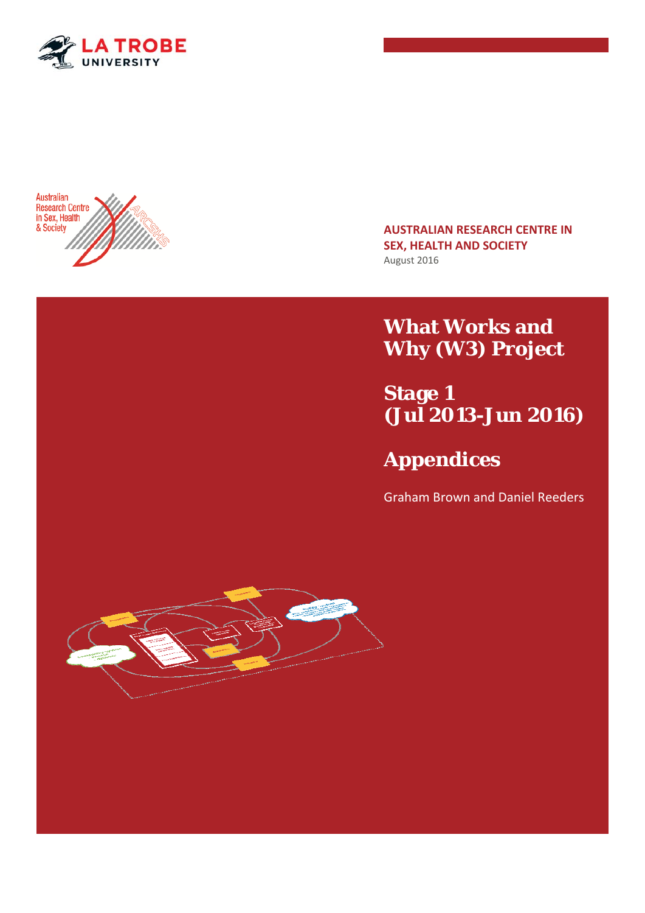LA TROBE UNIVERSITY

Australian Research Centre in Sex, Health & Society

**AUSTRALIAN RESEARCH CENTRE IN SEX, HEALTH AND SOCIETY**

August 2016

# What Works and Why (W3) Project

# Stage 1 (Jul 2013-Jun 2016)

# Appendices

Graham Brown and Daniel Reeders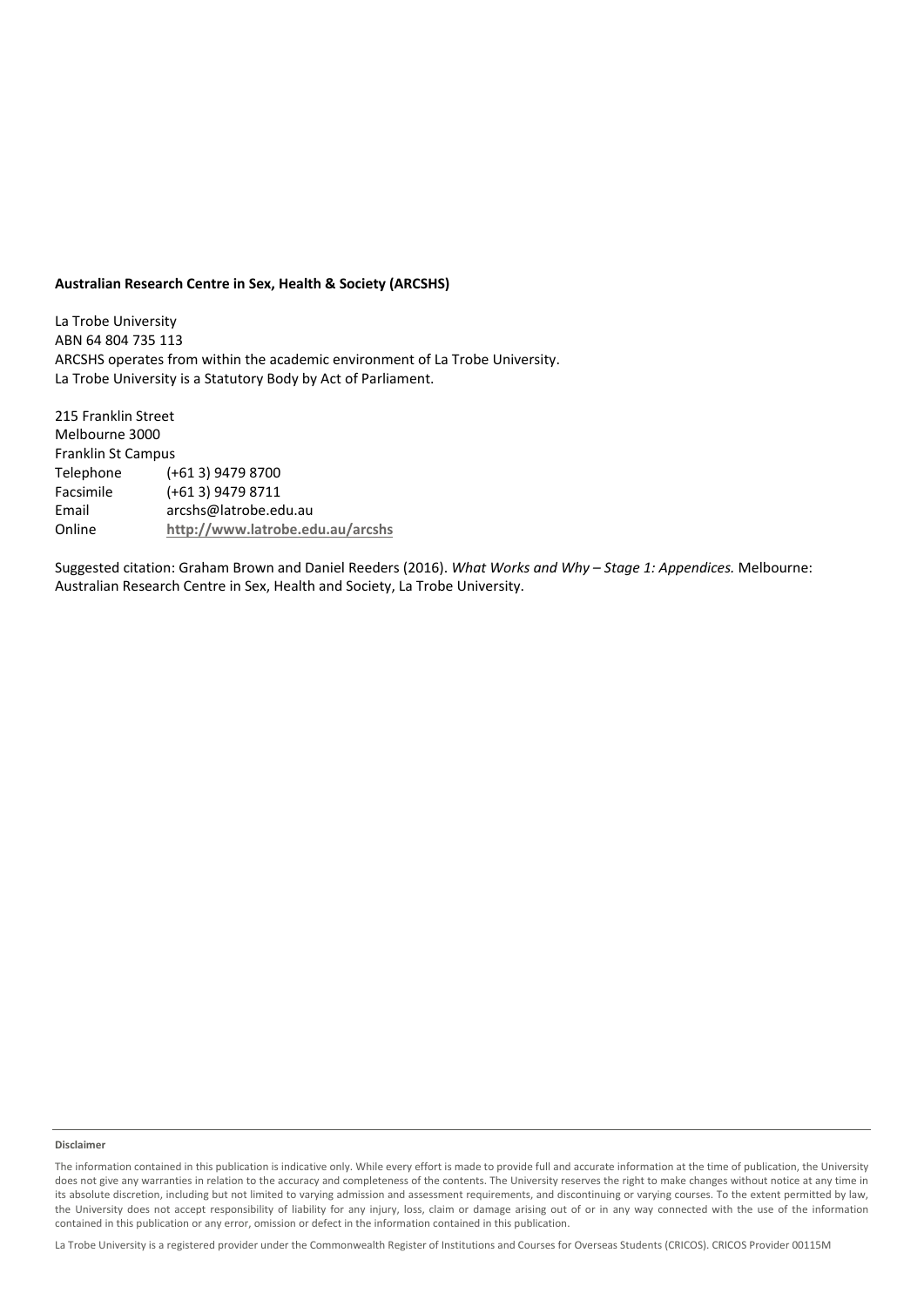**Australian Research Centre in Sex, Health & Society (ARCSHS)**

La Trobe University
ABN 64 804 735 113
ARCSHS operates from within the academic environment of La Trobe University.
La Trobe University is a Statutory Body by Act of Parliament.

215 Franklin Street
Melbourne 3000
Franklin St Campus

| | |
|---|---|
| Telephone | (+61 3) 9479 8700 |
| Facsimile | (+61 3) 9479 8711 |
| Email | arcshs@latrobe.edu.au |
| Online | **http://www.latrobe.edu.au/arcshs** |

Suggested citation: Graham Brown and Daniel Reeders (2016). *What Works and Why – Stage 1: Appendices.* Melbourne: Australian Research Centre in Sex, Health and Society, La Trobe University.

**Disclaimer**

The information contained in this publication is indicative only. While every effort is made to provide full and accurate information at the time of publication, the University does not give any warranties in relation to the accuracy and completeness of the contents. The University reserves the right to make changes without notice at any time in its absolute discretion, including but not limited to varying admission and assessment requirements, and discontinuing or varying courses. To the extent permitted by law, the University does not accept responsibility of liability for any injury, loss, claim or damage arising out of or in any way connected with the use of the information contained in this publication or any error, omission or defect in the information contained in this publication.

La Trobe University is a registered provider under the Commonwealth Register of Institutions and Courses for Overseas Students (CRICOS). CRICOS Provider 00115M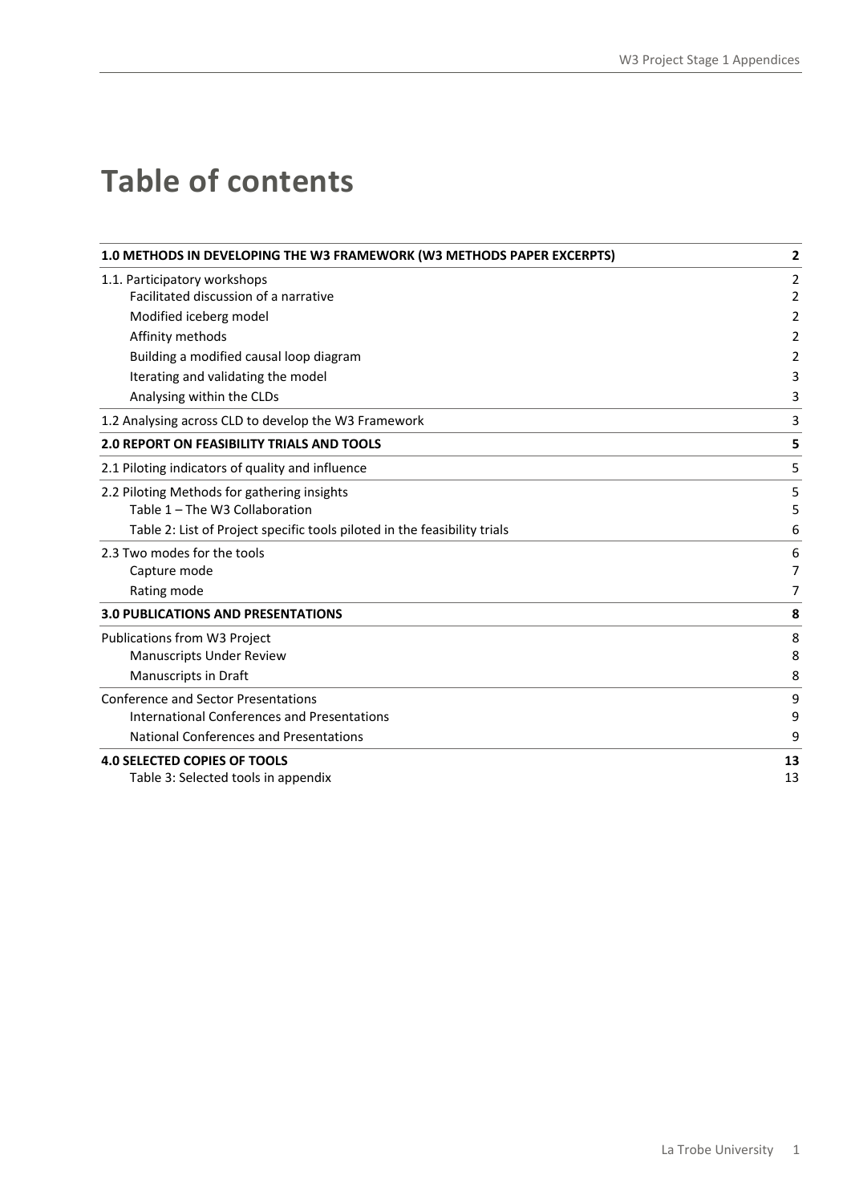# Table of contents

| | |
|---|---|
| **1.0 METHODS IN DEVELOPING THE W3 FRAMEWORK (W3 METHODS PAPER EXCERPTS)** | **2** |
| 1.1. Participatory workshops | 2 |
| Facilitated discussion of a narrative | 2 |
| Modified iceberg model | 2 |
| Affinity methods | 2 |
| Building a modified causal loop diagram | 2 |
| Iterating and validating the model | 3 |
| Analysing within the CLDs | 3 |
| 1.2 Analysing across CLD to develop the W3 Framework | 3 |
| **2.0 REPORT ON FEASIBILITY TRIALS AND TOOLS** | **5** |
| 2.1 Piloting indicators of quality and influence | 5 |
| 2.2 Piloting Methods for gathering insights | 5 |
| Table 1 – The W3 Collaboration | 5 |
| Table 2: List of Project specific tools piloted in the feasibility trials | 6 |
| 2.3 Two modes for the tools | 6 |
| Capture mode | 7 |
| Rating mode | 7 |
| **3.0 PUBLICATIONS AND PRESENTATIONS** | **8** |
| Publications from W3 Project | 8 |
| Manuscripts Under Review | 8 |
| Manuscripts in Draft | 8 |
| Conference and Sector Presentations | 9 |
| International Conferences and Presentations | 9 |
| National Conferences and Presentations | 9 |
| **4.0 SELECTED COPIES OF TOOLS** | **13** |
| Table 3: Selected tools in appendix | 13 |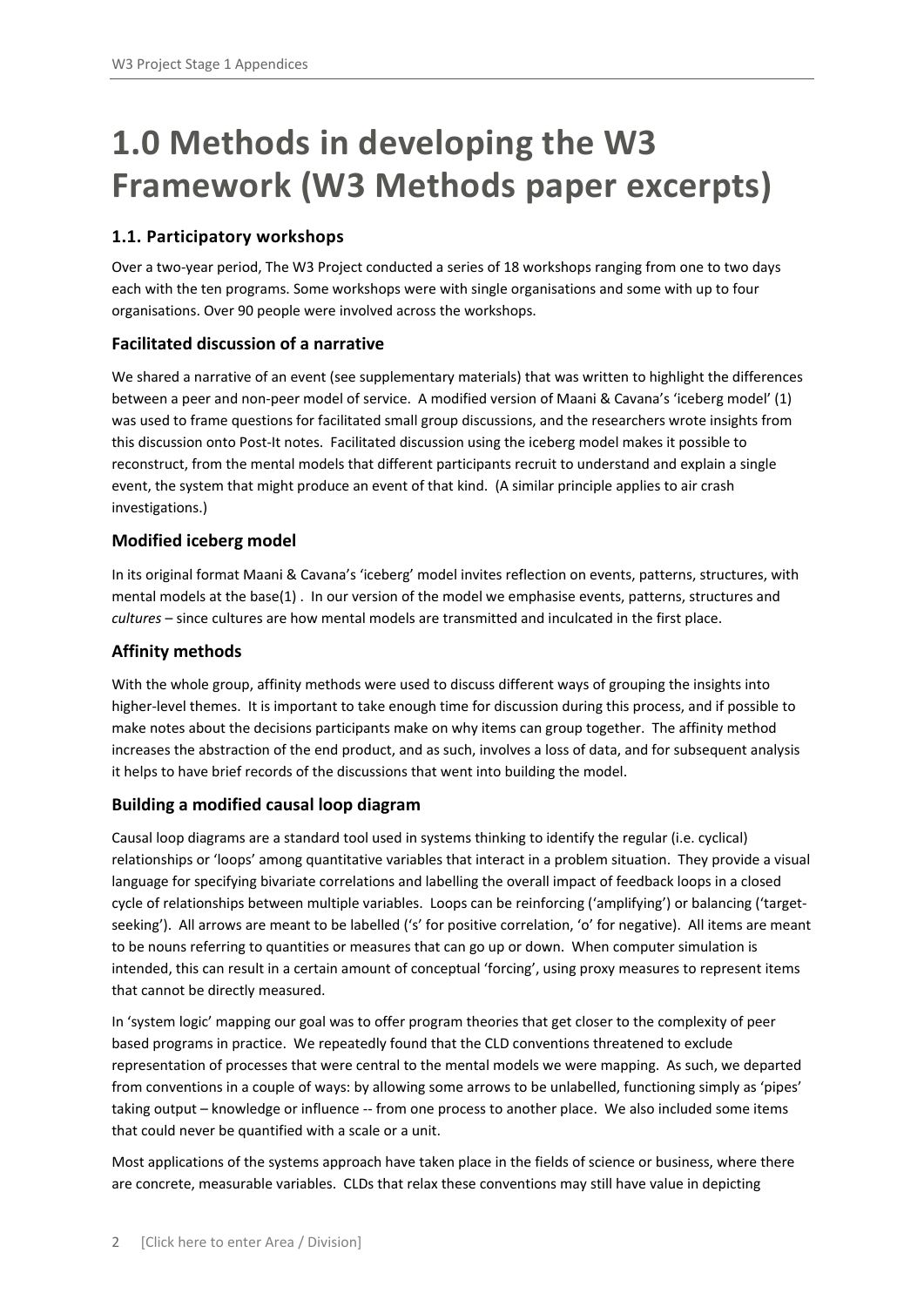# 1.0 Methods in developing the W3 Framework (W3 Methods paper excerpts)

## 1.1. Participatory workshops

Over a two-year period, The W3 Project conducted a series of 18 workshops ranging from one to two days each with the ten programs. Some workshops were with single organisations and some with up to four organisations. Over 90 people were involved across the workshops.

### Facilitated discussion of a narrative

We shared a narrative of an event (see supplementary materials) that was written to highlight the differences between a peer and non-peer model of service. A modified version of Maani & Cavana's 'iceberg model' (1) was used to frame questions for facilitated small group discussions, and the researchers wrote insights from this discussion onto Post-It notes. Facilitated discussion using the iceberg model makes it possible to reconstruct, from the mental models that different participants recruit to understand and explain a single event, the system that might produce an event of that kind. (A similar principle applies to air crash investigations.)

### Modified iceberg model

In its original format Maani & Cavana's 'iceberg' model invites reflection on events, patterns, structures, with mental models at the base(1) . In our version of the model we emphasise events, patterns, structures and *cultures* – since cultures are how mental models are transmitted and inculcated in the first place.

### Affinity methods

With the whole group, affinity methods were used to discuss different ways of grouping the insights into higher-level themes. It is important to take enough time for discussion during this process, and if possible to make notes about the decisions participants make on why items can group together. The affinity method increases the abstraction of the end product, and as such, involves a loss of data, and for subsequent analysis it helps to have brief records of the discussions that went into building the model.

### Building a modified causal loop diagram

Causal loop diagrams are a standard tool used in systems thinking to identify the regular (i.e. cyclical) relationships or 'loops' among quantitative variables that interact in a problem situation. They provide a visual language for specifying bivariate correlations and labelling the overall impact of feedback loops in a closed cycle of relationships between multiple variables. Loops can be reinforcing ('amplifying') or balancing ('target-seeking'). All arrows are meant to be labelled ('s' for positive correlation, 'o' for negative). All items are meant to be nouns referring to quantities or measures that can go up or down. When computer simulation is intended, this can result in a certain amount of conceptual 'forcing', using proxy measures to represent items that cannot be directly measured.

In 'system logic' mapping our goal was to offer program theories that get closer to the complexity of peer based programs in practice. We repeatedly found that the CLD conventions threatened to exclude representation of processes that were central to the mental models we were mapping. As such, we departed from conventions in a couple of ways: by allowing some arrows to be unlabelled, functioning simply as 'pipes' taking output – knowledge or influence -- from one process to another place. We also included some items that could never be quantified with a scale or a unit.

Most applications of the systems approach have taken place in the fields of science or business, where there are concrete, measurable variables. CLDs that relax these conventions may still have value in depicting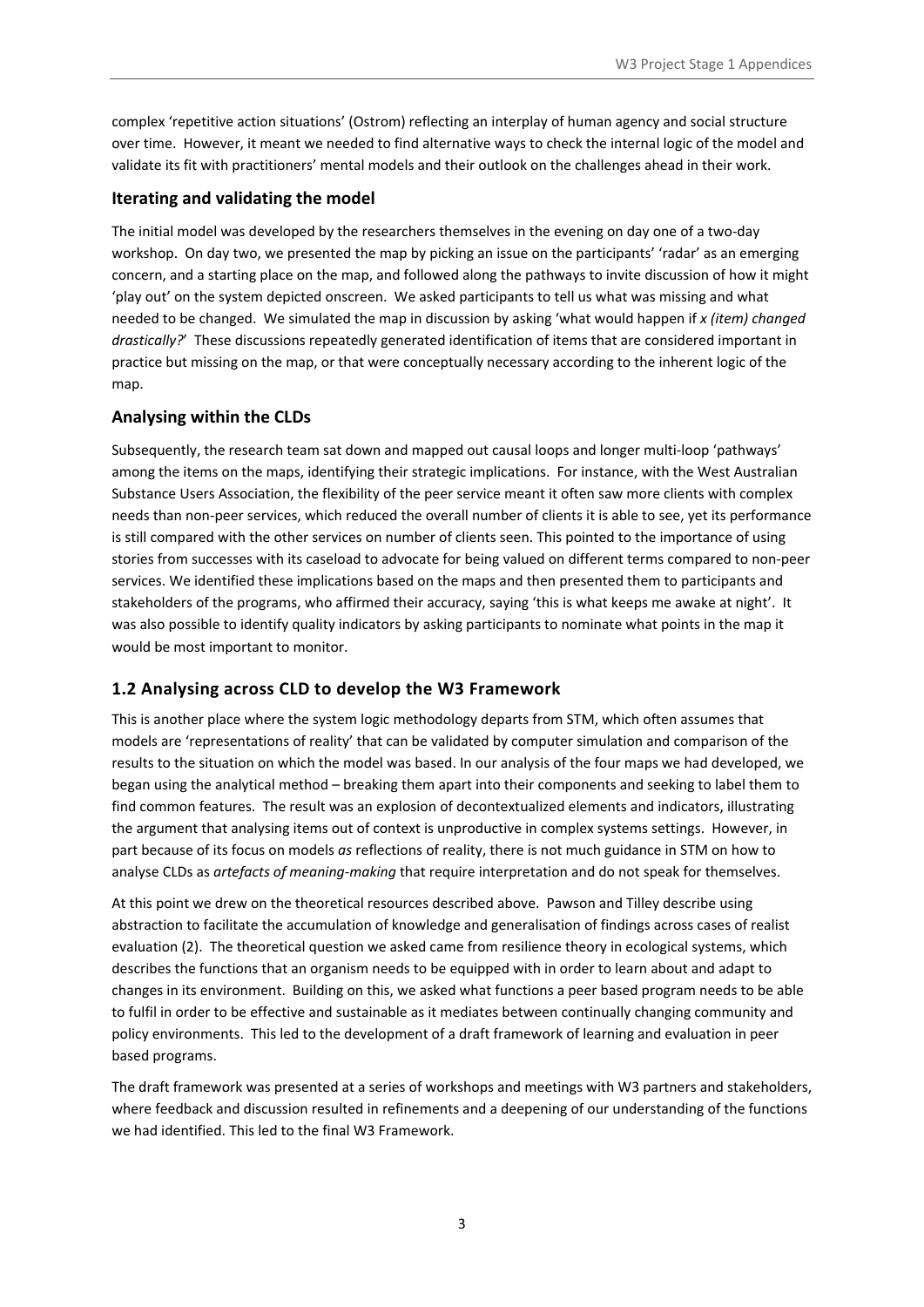complex 'repetitive action situations' (Ostrom) reflecting an interplay of human agency and social structure over time. However, it meant we needed to find alternative ways to check the internal logic of the model and validate its fit with practitioners' mental models and their outlook on the challenges ahead in their work.

### Iterating and validating the model

The initial model was developed by the researchers themselves in the evening on day one of a two-day workshop. On day two, we presented the map by picking an issue on the participants' 'radar' as an emerging concern, and a starting place on the map, and followed along the pathways to invite discussion of how it might 'play out' on the system depicted onscreen. We asked participants to tell us what was missing and what needed to be changed. We simulated the map in discussion by asking 'what would happen if *x (item) changed drastically?*' These discussions repeatedly generated identification of items that are considered important in practice but missing on the map, or that were conceptually necessary according to the inherent logic of the map.

### Analysing within the CLDs

Subsequently, the research team sat down and mapped out causal loops and longer multi-loop 'pathways' among the items on the maps, identifying their strategic implications. For instance, with the West Australian Substance Users Association, the flexibility of the peer service meant it often saw more clients with complex needs than non-peer services, which reduced the overall number of clients it is able to see, yet its performance is still compared with the other services on number of clients seen. This pointed to the importance of using stories from successes with its caseload to advocate for being valued on different terms compared to non-peer services. We identified these implications based on the maps and then presented them to participants and stakeholders of the programs, who affirmed their accuracy, saying 'this is what keeps me awake at night'. It was also possible to identify quality indicators by asking participants to nominate what points in the map it would be most important to monitor.

## 1.2 Analysing across CLD to develop the W3 Framework

This is another place where the system logic methodology departs from STM, which often assumes that models are 'representations of reality' that can be validated by computer simulation and comparison of the results to the situation on which the model was based. In our analysis of the four maps we had developed, we began using the analytical method – breaking them apart into their components and seeking to label them to find common features. The result was an explosion of decontextualized elements and indicators, illustrating the argument that analysing items out of context is unproductive in complex systems settings. However, in part because of its focus on models *as* reflections of reality, there is not much guidance in STM on how to analyse CLDs as *artefacts of meaning-making* that require interpretation and do not speak for themselves.

At this point we drew on the theoretical resources described above. Pawson and Tilley describe using abstraction to facilitate the accumulation of knowledge and generalisation of findings across cases of realist evaluation (2). The theoretical question we asked came from resilience theory in ecological systems, which describes the functions that an organism needs to be equipped with in order to learn about and adapt to changes in its environment. Building on this, we asked what functions a peer based program needs to be able to fulfil in order to be effective and sustainable as it mediates between continually changing community and policy environments. This led to the development of a draft framework of learning and evaluation in peer based programs.

The draft framework was presented at a series of workshops and meetings with W3 partners and stakeholders, where feedback and discussion resulted in refinements and a deepening of our understanding of the functions we had identified. This led to the final W3 Framework.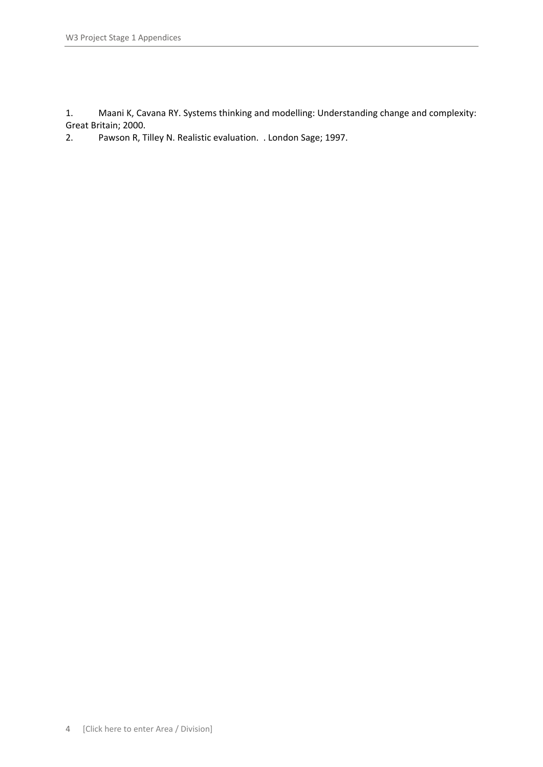1. Maani K, Cavana RY. Systems thinking and modelling: Understanding change and complexity: Great Britain; 2000.
2. Pawson R, Tilley N. Realistic evaluation. . London Sage; 1997.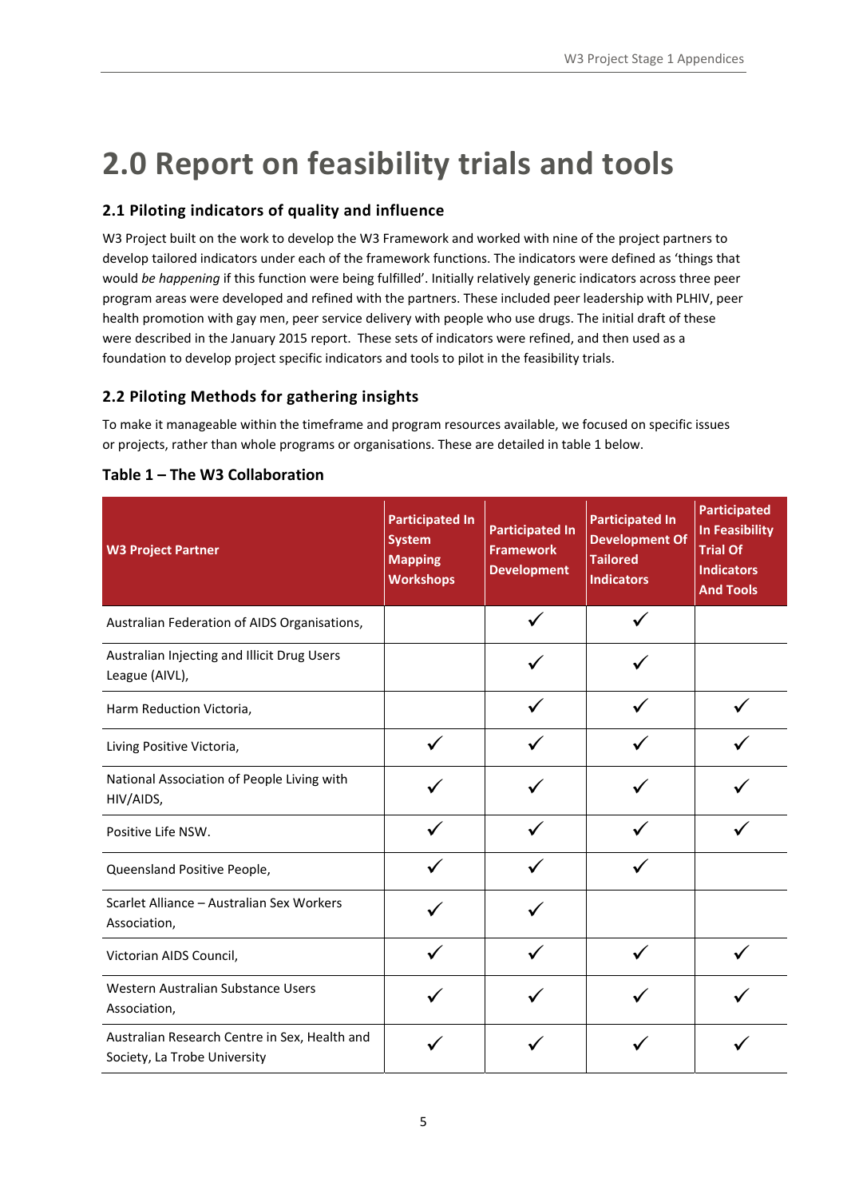# 2.0 Report on feasibility trials and tools

## 2.1 Piloting indicators of quality and influence

W3 Project built on the work to develop the W3 Framework and worked with nine of the project partners to develop tailored indicators under each of the framework functions. The indicators were defined as 'things that would *be happening* if this function were being fulfilled'. Initially relatively generic indicators across three peer program areas were developed and refined with the partners. These included peer leadership with PLHIV, peer health promotion with gay men, peer service delivery with people who use drugs. The initial draft of these were described in the January 2015 report. These sets of indicators were refined, and then used as a foundation to develop project specific indicators and tools to pilot in the feasibility trials.

## 2.2 Piloting Methods for gathering insights

To make it manageable within the timeframe and program resources available, we focused on specific issues or projects, rather than whole programs or organisations. These are detailed in table 1 below.

### Table 1 – The W3 Collaboration

| W3 Project Partner | Participated In System Mapping Workshops | Participated In Framework Development | Participated In Development Of Tailored Indicators | Participated In Feasibility Trial Of Indicators And Tools |
|---|---|---|---|---|
| Australian Federation of AIDS Organisations, | | ✓ | ✓ | |
| Australian Injecting and Illicit Drug Users League (AIVL), | | ✓ | ✓ | |
| Harm Reduction Victoria, | | ✓ | ✓ | ✓ |
| Living Positive Victoria, | ✓ | ✓ | ✓ | ✓ |
| National Association of People Living with HIV/AIDS, | ✓ | ✓ | ✓ | ✓ |
| Positive Life NSW. | ✓ | ✓ | ✓ | ✓ |
| Queensland Positive People, | ✓ | ✓ | ✓ | |
| Scarlet Alliance – Australian Sex Workers Association, | ✓ | ✓ | | |
| Victorian AIDS Council, | ✓ | ✓ | ✓ | ✓ |
| Western Australian Substance Users Association, | ✓ | ✓ | ✓ | ✓ |
| Australian Research Centre in Sex, Health and Society, La Trobe University | ✓ | ✓ | ✓ | ✓ |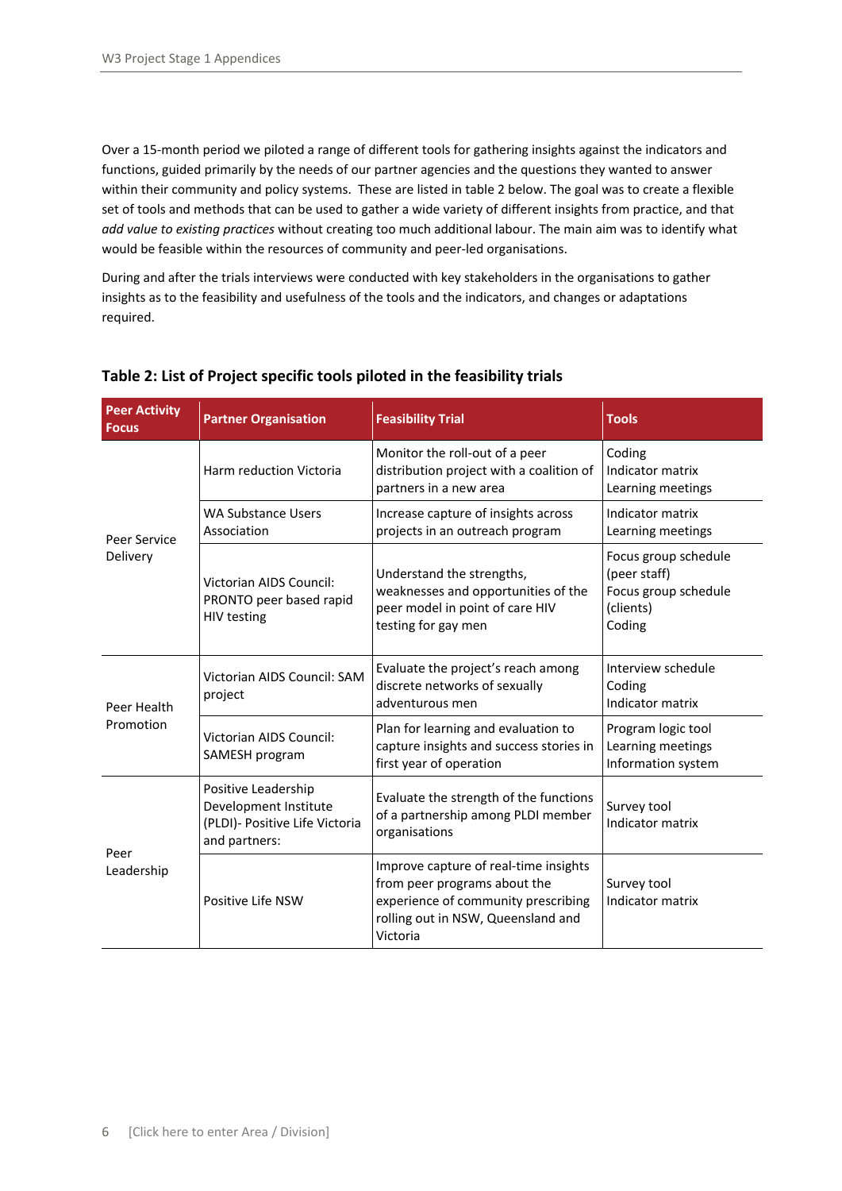Over a 15-month period we piloted a range of different tools for gathering insights against the indicators and functions, guided primarily by the needs of our partner agencies and the questions they wanted to answer within their community and policy systems. These are listed in table 2 below. The goal was to create a flexible set of tools and methods that can be used to gather a wide variety of different insights from practice, and that *add value to existing practices* without creating too much additional labour. The main aim was to identify what would be feasible within the resources of community and peer-led organisations.

During and after the trials interviews were conducted with key stakeholders in the organisations to gather insights as to the feasibility and usefulness of the tools and the indicators, and changes or adaptations required.

**Table 2: List of Project specific tools piloted in the feasibility trials**

| Peer Activity Focus | Partner Organisation | Feasibility Trial | Tools |
|---|---|---|---|
| Peer Service Delivery | Harm reduction Victoria | Monitor the roll-out of a peer distribution project with a coalition of partners in a new area | Coding<br>Indicator matrix<br>Learning meetings |
| | WA Substance Users Association | Increase capture of insights across projects in an outreach program | Indicator matrix<br>Learning meetings |
| | Victorian AIDS Council: PRONTO peer based rapid HIV testing | Understand the strengths, weaknesses and opportunities of the peer model in point of care HIV testing for gay men | Focus group schedule (peer staff)<br>Focus group schedule (clients)<br>Coding |
| Peer Health Promotion | Victorian AIDS Council: SAM project | Evaluate the project's reach among discrete networks of sexually adventurous men | Interview schedule<br>Coding<br>Indicator matrix |
| | Victorian AIDS Council: SAMESH program | Plan for learning and evaluation to capture insights and success stories in first year of operation | Program logic tool<br>Learning meetings<br>Information system |
| Peer Leadership | Positive Leadership Development Institute (PLDI)- Positive Life Victoria and partners: | Evaluate the strength of the functions of a partnership among PLDI member organisations | Survey tool<br>Indicator matrix |
| | Positive Life NSW | Improve capture of real-time insights from peer programs about the experience of community prescribing rolling out in NSW, Queensland and Victoria | Survey tool<br>Indicator matrix |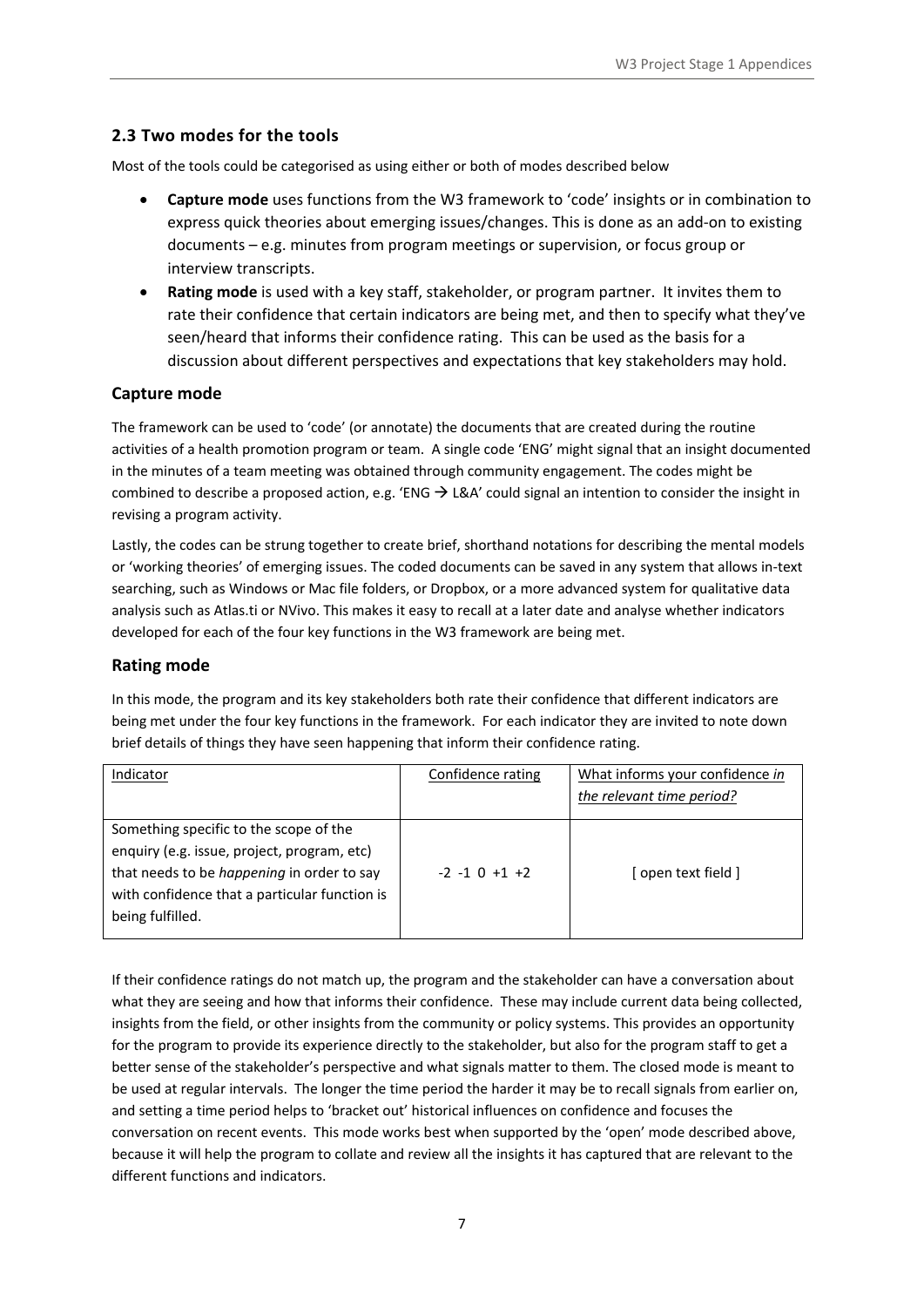## 2.3 Two modes for the tools

Most of the tools could be categorised as using either or both of modes described below

- **Capture mode** uses functions from the W3 framework to 'code' insights or in combination to express quick theories about emerging issues/changes. This is done as an add-on to existing documents – e.g. minutes from program meetings or supervision, or focus group or interview transcripts.
- **Rating mode** is used with a key staff, stakeholder, or program partner. It invites them to rate their confidence that certain indicators are being met, and then to specify what they've seen/heard that informs their confidence rating. This can be used as the basis for a discussion about different perspectives and expectations that key stakeholders may hold.

### Capture mode

The framework can be used to 'code' (or annotate) the documents that are created during the routine activities of a health promotion program or team. A single code 'ENG' might signal that an insight documented in the minutes of a team meeting was obtained through community engagement. The codes might be combined to describe a proposed action, e.g. 'ENG → L&A' could signal an intention to consider the insight in revising a program activity.

Lastly, the codes can be strung together to create brief, shorthand notations for describing the mental models or 'working theories' of emerging issues. The coded documents can be saved in any system that allows in-text searching, such as Windows or Mac file folders, or Dropbox, or a more advanced system for qualitative data analysis such as Atlas.ti or NVivo. This makes it easy to recall at a later date and analyse whether indicators developed for each of the four key functions in the W3 framework are being met.

### Rating mode

In this mode, the program and its key stakeholders both rate their confidence that different indicators are being met under the four key functions in the framework. For each indicator they are invited to note down brief details of things they have seen happening that inform their confidence rating.

| Indicator | Confidence rating | What informs your confidence *in the relevant time period?* |
|---|---|---|
| Something specific to the scope of the enquiry (e.g. issue, project, program, etc) that needs to be *happening* in order to say with confidence that a particular function is being fulfilled. | -2 -1 0 +1 +2 | [ open text field ] |

If their confidence ratings do not match up, the program and the stakeholder can have a conversation about what they are seeing and how that informs their confidence. These may include current data being collected, insights from the field, or other insights from the community or policy systems. This provides an opportunity for the program to provide its experience directly to the stakeholder, but also for the program staff to get a better sense of the stakeholder's perspective and what signals matter to them. The closed mode is meant to be used at regular intervals. The longer the time period the harder it may be to recall signals from earlier on, and setting a time period helps to 'bracket out' historical influences on confidence and focuses the conversation on recent events. This mode works best when supported by the 'open' mode described above, because it will help the program to collate and review all the insights it has captured that are relevant to the different functions and indicators.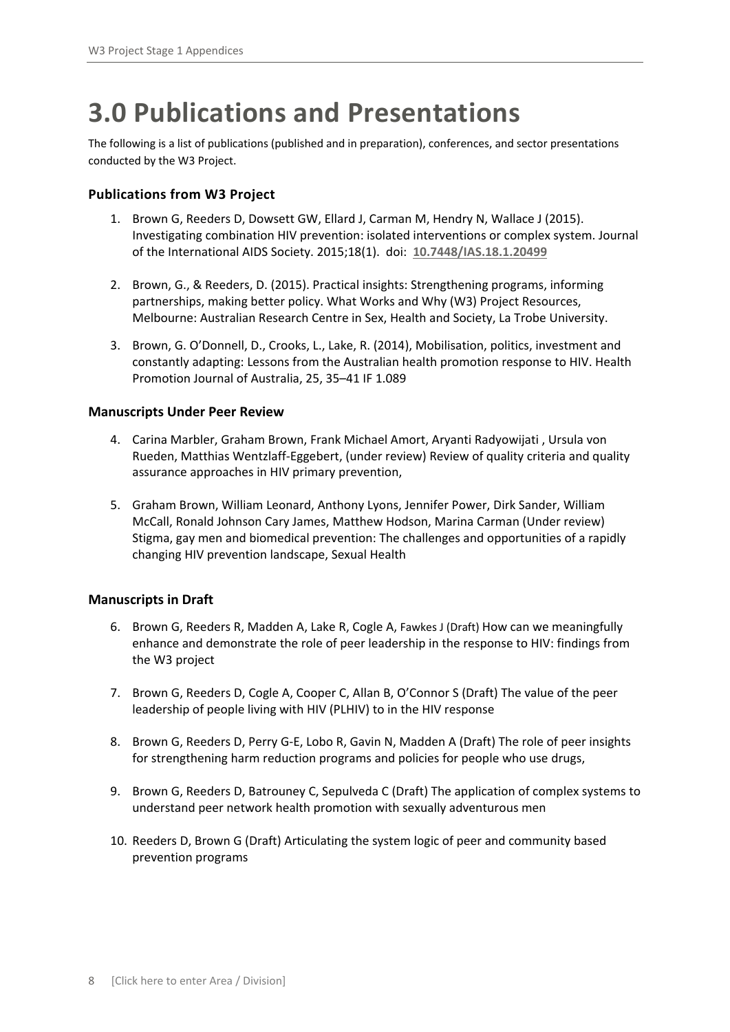# 3.0 Publications and Presentations

The following is a list of publications (published and in preparation), conferences, and sector presentations conducted by the W3 Project.

### Publications from W3 Project

1. Brown G, Reeders D, Dowsett GW, Ellard J, Carman M, Hendry N, Wallace J (2015). Investigating combination HIV prevention: isolated interventions or complex system. Journal of the International AIDS Society. 2015;18(1). doi: **10.7448/IAS.18.1.20499**

2. Brown, G., & Reeders, D. (2015). Practical insights: Strengthening programs, informing partnerships, making better policy. What Works and Why (W3) Project Resources, Melbourne: Australian Research Centre in Sex, Health and Society, La Trobe University.

3. Brown, G. O'Donnell, D., Crooks, L., Lake, R. (2014), Mobilisation, politics, investment and constantly adapting: Lessons from the Australian health promotion response to HIV. Health Promotion Journal of Australia, 25, 35–41 IF 1.089

### Manuscripts Under Peer Review

4. Carina Marbler, Graham Brown, Frank Michael Amort, Aryanti Radyowijati , Ursula von Rueden, Matthias Wentzlaff-Eggebert, (under review) Review of quality criteria and quality assurance approaches in HIV primary prevention,

5. Graham Brown, William Leonard, Anthony Lyons, Jennifer Power, Dirk Sander, William McCall, Ronald Johnson Cary James, Matthew Hodson, Marina Carman (Under review) Stigma, gay men and biomedical prevention: The challenges and opportunities of a rapidly changing HIV prevention landscape, Sexual Health

### Manuscripts in Draft

6. Brown G, Reeders R, Madden A, Lake R, Cogle A, Fawkes J (Draft) How can we meaningfully enhance and demonstrate the role of peer leadership in the response to HIV: findings from the W3 project

7. Brown G, Reeders D, Cogle A, Cooper C, Allan B, O'Connor S (Draft) The value of the peer leadership of people living with HIV (PLHIV) to in the HIV response

8. Brown G, Reeders D, Perry G-E, Lobo R, Gavin N, Madden A (Draft) The role of peer insights for strengthening harm reduction programs and policies for people who use drugs,

9. Brown G, Reeders D, Batrouney C, Sepulveda C (Draft) The application of complex systems to understand peer network health promotion with sexually adventurous men

10. Reeders D, Brown G (Draft) Articulating the system logic of peer and community based prevention programs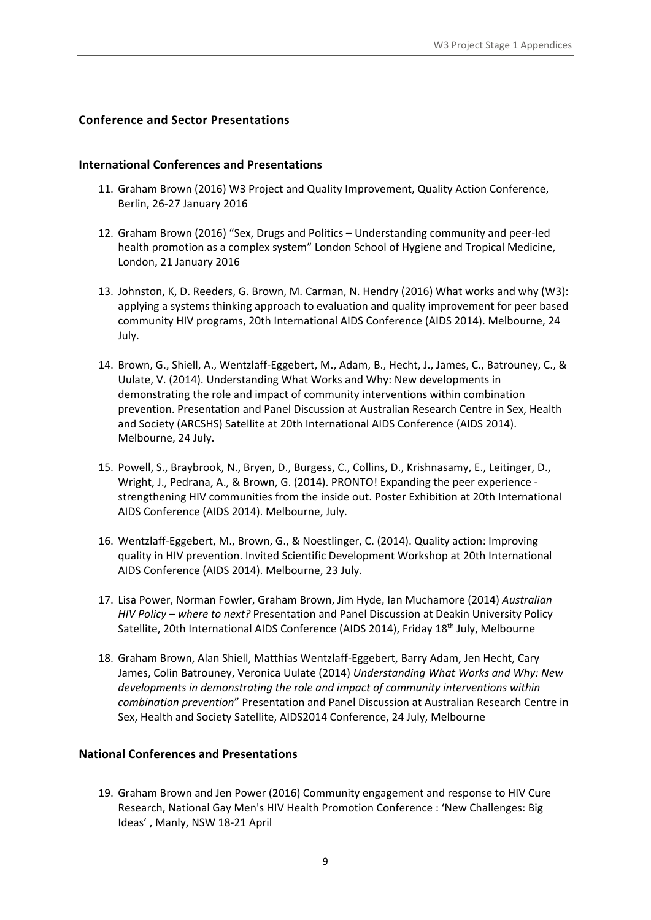## Conference and Sector Presentations

### International Conferences and Presentations

11. Graham Brown (2016) W3 Project and Quality Improvement, Quality Action Conference, Berlin, 26-27 January 2016

12. Graham Brown (2016) "Sex, Drugs and Politics – Understanding community and peer-led health promotion as a complex system" London School of Hygiene and Tropical Medicine, London, 21 January 2016

13. Johnston, K, D. Reeders, G. Brown, M. Carman, N. Hendry (2016) What works and why (W3): applying a systems thinking approach to evaluation and quality improvement for peer based community HIV programs, 20th International AIDS Conference (AIDS 2014). Melbourne, 24 July.

14. Brown, G., Shiell, A., Wentzlaff-Eggebert, M., Adam, B., Hecht, J., James, C., Batrouney, C., & Uulate, V. (2014). Understanding What Works and Why: New developments in demonstrating the role and impact of community interventions within combination prevention. Presentation and Panel Discussion at Australian Research Centre in Sex, Health and Society (ARCSHS) Satellite at 20th International AIDS Conference (AIDS 2014). Melbourne, 24 July.

15. Powell, S., Braybrook, N., Bryen, D., Burgess, C., Collins, D., Krishnasamy, E., Leitinger, D., Wright, J., Pedrana, A., & Brown, G. (2014). PRONTO! Expanding the peer experience - strengthening HIV communities from the inside out. Poster Exhibition at 20th International AIDS Conference (AIDS 2014). Melbourne, July.

16. Wentzlaff-Eggebert, M., Brown, G., & Noestlinger, C. (2014). Quality action: Improving quality in HIV prevention. Invited Scientific Development Workshop at 20th International AIDS Conference (AIDS 2014). Melbourne, 23 July.

17. Lisa Power, Norman Fowler, Graham Brown, Jim Hyde, Ian Muchamore (2014) *Australian HIV Policy – where to next?* Presentation and Panel Discussion at Deakin University Policy Satellite, 20th International AIDS Conference (AIDS 2014), Friday 18th July, Melbourne

18. Graham Brown, Alan Shiell, Matthias Wentzlaff-Eggebert, Barry Adam, Jen Hecht, Cary James, Colin Batrouney, Veronica Uulate (2014) *Understanding What Works and Why: New developments in demonstrating the role and impact of community interventions within combination prevention*" Presentation and Panel Discussion at Australian Research Centre in Sex, Health and Society Satellite, AIDS2014 Conference, 24 July, Melbourne

### National Conferences and Presentations

19. Graham Brown and Jen Power (2016) Community engagement and response to HIV Cure Research, National Gay Men's HIV Health Promotion Conference : 'New Challenges: Big Ideas' , Manly, NSW 18-21 April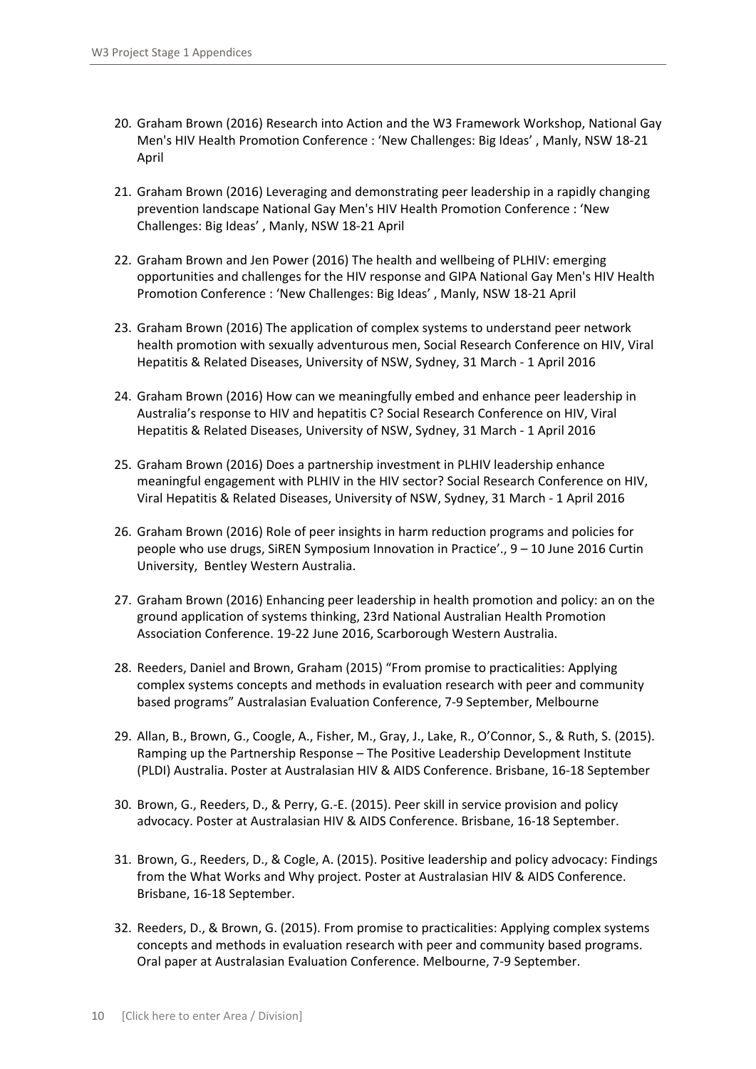20. Graham Brown (2016) Research into Action and the W3 Framework Workshop, National Gay Men's HIV Health Promotion Conference : 'New Challenges: Big Ideas' , Manly, NSW 18-21 April

21. Graham Brown (2016) Leveraging and demonstrating peer leadership in a rapidly changing prevention landscape National Gay Men's HIV Health Promotion Conference : 'New Challenges: Big Ideas' , Manly, NSW 18-21 April

22. Graham Brown and Jen Power (2016) The health and wellbeing of PLHIV: emerging opportunities and challenges for the HIV response and GIPA National Gay Men's HIV Health Promotion Conference : 'New Challenges: Big Ideas' , Manly, NSW 18-21 April

23. Graham Brown (2016) The application of complex systems to understand peer network health promotion with sexually adventurous men, Social Research Conference on HIV, Viral Hepatitis & Related Diseases, University of NSW, Sydney, 31 March - 1 April 2016

24. Graham Brown (2016) How can we meaningfully embed and enhance peer leadership in Australia's response to HIV and hepatitis C? Social Research Conference on HIV, Viral Hepatitis & Related Diseases, University of NSW, Sydney, 31 March - 1 April 2016

25. Graham Brown (2016) Does a partnership investment in PLHIV leadership enhance meaningful engagement with PLHIV in the HIV sector? Social Research Conference on HIV, Viral Hepatitis & Related Diseases, University of NSW, Sydney, 31 March - 1 April 2016

26. Graham Brown (2016) Role of peer insights in harm reduction programs and policies for people who use drugs, SiREN Symposium Innovation in Practice'., 9 – 10 June 2016 Curtin University, Bentley Western Australia.

27. Graham Brown (2016) Enhancing peer leadership in health promotion and policy: an on the ground application of systems thinking, 23rd National Australian Health Promotion Association Conference. 19-22 June 2016, Scarborough Western Australia.

28. Reeders, Daniel and Brown, Graham (2015) "From promise to practicalities: Applying complex systems concepts and methods in evaluation research with peer and community based programs" Australasian Evaluation Conference, 7-9 September, Melbourne

29. Allan, B., Brown, G., Coogle, A., Fisher, M., Gray, J., Lake, R., O'Connor, S., & Ruth, S. (2015). Ramping up the Partnership Response – The Positive Leadership Development Institute (PLDI) Australia. Poster at Australasian HIV & AIDS Conference. Brisbane, 16-18 September

30. Brown, G., Reeders, D., & Perry, G.-E. (2015). Peer skill in service provision and policy advocacy. Poster at Australasian HIV & AIDS Conference. Brisbane, 16-18 September.

31. Brown, G., Reeders, D., & Cogle, A. (2015). Positive leadership and policy advocacy: Findings from the What Works and Why project. Poster at Australasian HIV & AIDS Conference. Brisbane, 16-18 September.

32. Reeders, D., & Brown, G. (2015). From promise to practicalities: Applying complex systems concepts and methods in evaluation research with peer and community based programs. Oral paper at Australasian Evaluation Conference. Melbourne, 7-9 September.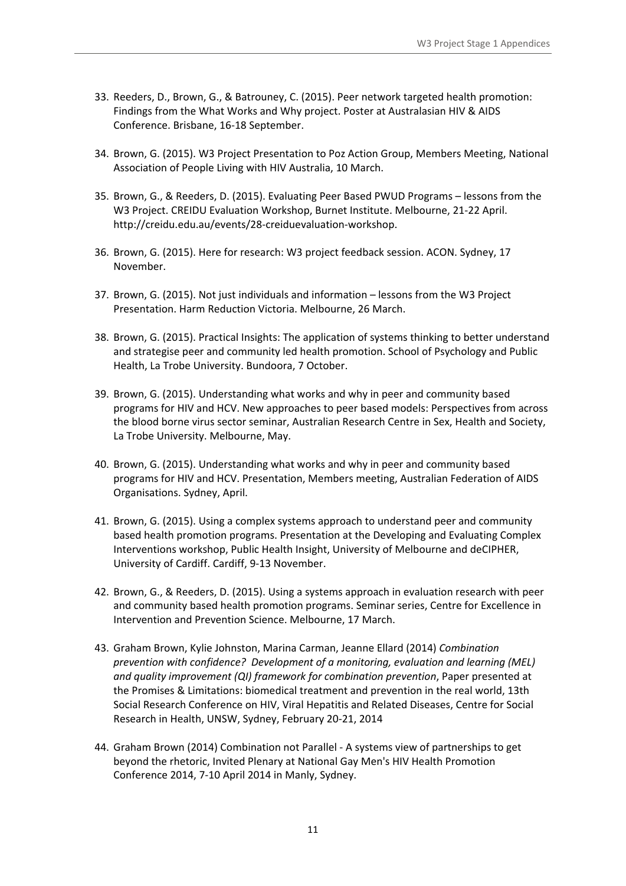33. Reeders, D., Brown, G., & Batrouney, C. (2015). Peer network targeted health promotion: Findings from the What Works and Why project. Poster at Australasian HIV & AIDS Conference. Brisbane, 16-18 September.

34. Brown, G. (2015). W3 Project Presentation to Poz Action Group, Members Meeting, National Association of People Living with HIV Australia, 10 March.

35. Brown, G., & Reeders, D. (2015). Evaluating Peer Based PWUD Programs – lessons from the W3 Project. CREIDU Evaluation Workshop, Burnet Institute. Melbourne, 21-22 April. http://creidu.edu.au/events/28-creiduevaluation-workshop.

36. Brown, G. (2015). Here for research: W3 project feedback session. ACON. Sydney, 17 November.

37. Brown, G. (2015). Not just individuals and information – lessons from the W3 Project Presentation. Harm Reduction Victoria. Melbourne, 26 March.

38. Brown, G. (2015). Practical Insights: The application of systems thinking to better understand and strategise peer and community led health promotion. School of Psychology and Public Health, La Trobe University. Bundoora, 7 October.

39. Brown, G. (2015). Understanding what works and why in peer and community based programs for HIV and HCV. New approaches to peer based models: Perspectives from across the blood borne virus sector seminar, Australian Research Centre in Sex, Health and Society, La Trobe University. Melbourne, May.

40. Brown, G. (2015). Understanding what works and why in peer and community based programs for HIV and HCV. Presentation, Members meeting, Australian Federation of AIDS Organisations. Sydney, April.

41. Brown, G. (2015). Using a complex systems approach to understand peer and community based health promotion programs. Presentation at the Developing and Evaluating Complex Interventions workshop, Public Health Insight, University of Melbourne and deCIPHER, University of Cardiff. Cardiff, 9-13 November.

42. Brown, G., & Reeders, D. (2015). Using a systems approach in evaluation research with peer and community based health promotion programs. Seminar series, Centre for Excellence in Intervention and Prevention Science. Melbourne, 17 March.

43. Graham Brown, Kylie Johnston, Marina Carman, Jeanne Ellard (2014) *Combination prevention with confidence? Development of a monitoring, evaluation and learning (MEL) and quality improvement (QI) framework for combination prevention*, Paper presented at the Promises & Limitations: biomedical treatment and prevention in the real world, 13th Social Research Conference on HIV, Viral Hepatitis and Related Diseases, Centre for Social Research in Health, UNSW, Sydney, February 20-21, 2014

44. Graham Brown (2014) Combination not Parallel - A systems view of partnerships to get beyond the rhetoric, Invited Plenary at National Gay Men's HIV Health Promotion Conference 2014, 7-10 April 2014 in Manly, Sydney.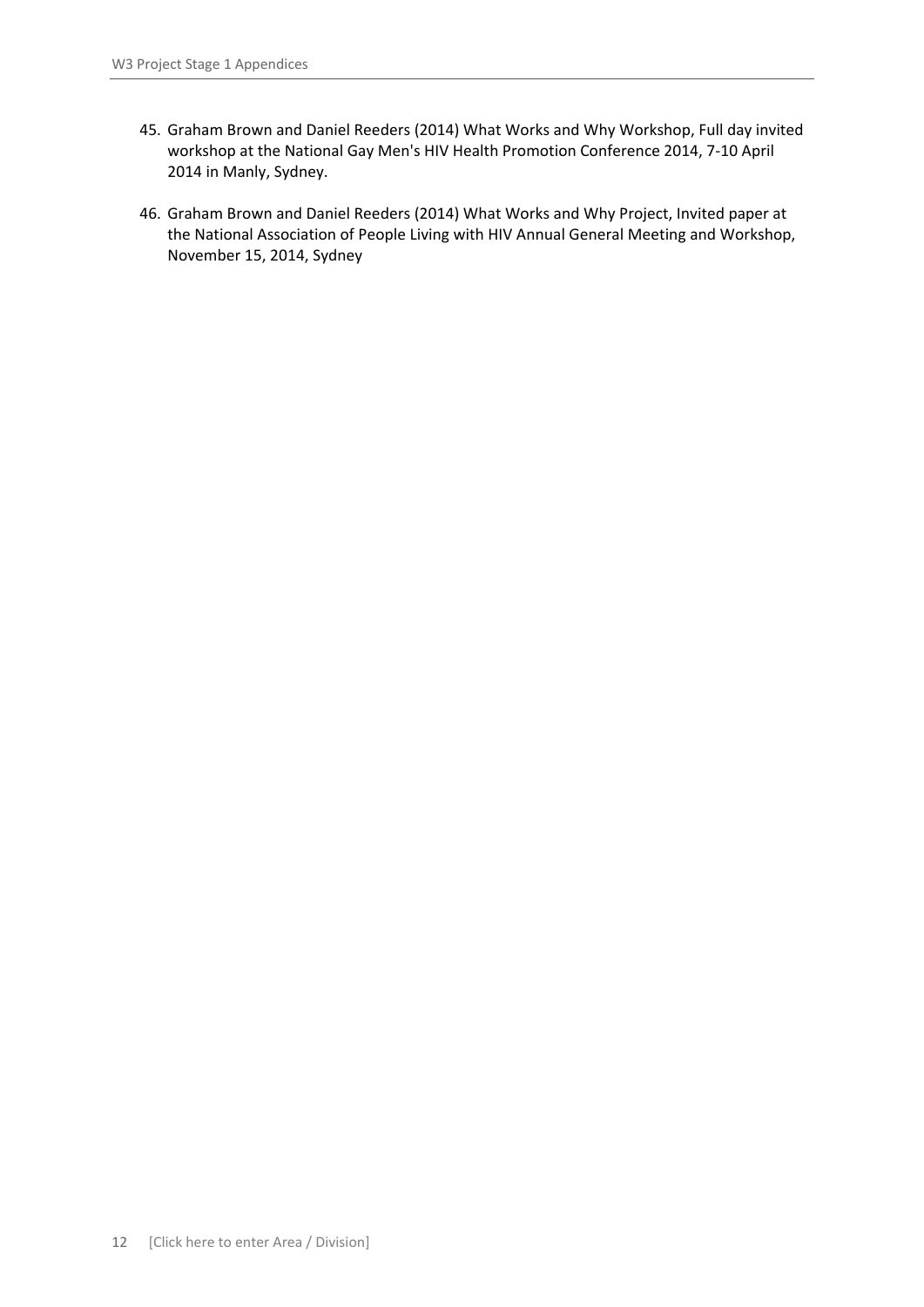45. Graham Brown and Daniel Reeders (2014) What Works and Why Workshop, Full day invited workshop at the National Gay Men's HIV Health Promotion Conference 2014, 7-10 April 2014 in Manly, Sydney.

46. Graham Brown and Daniel Reeders (2014) What Works and Why Project, Invited paper at the National Association of People Living with HIV Annual General Meeting and Workshop, November 15, 2014, Sydney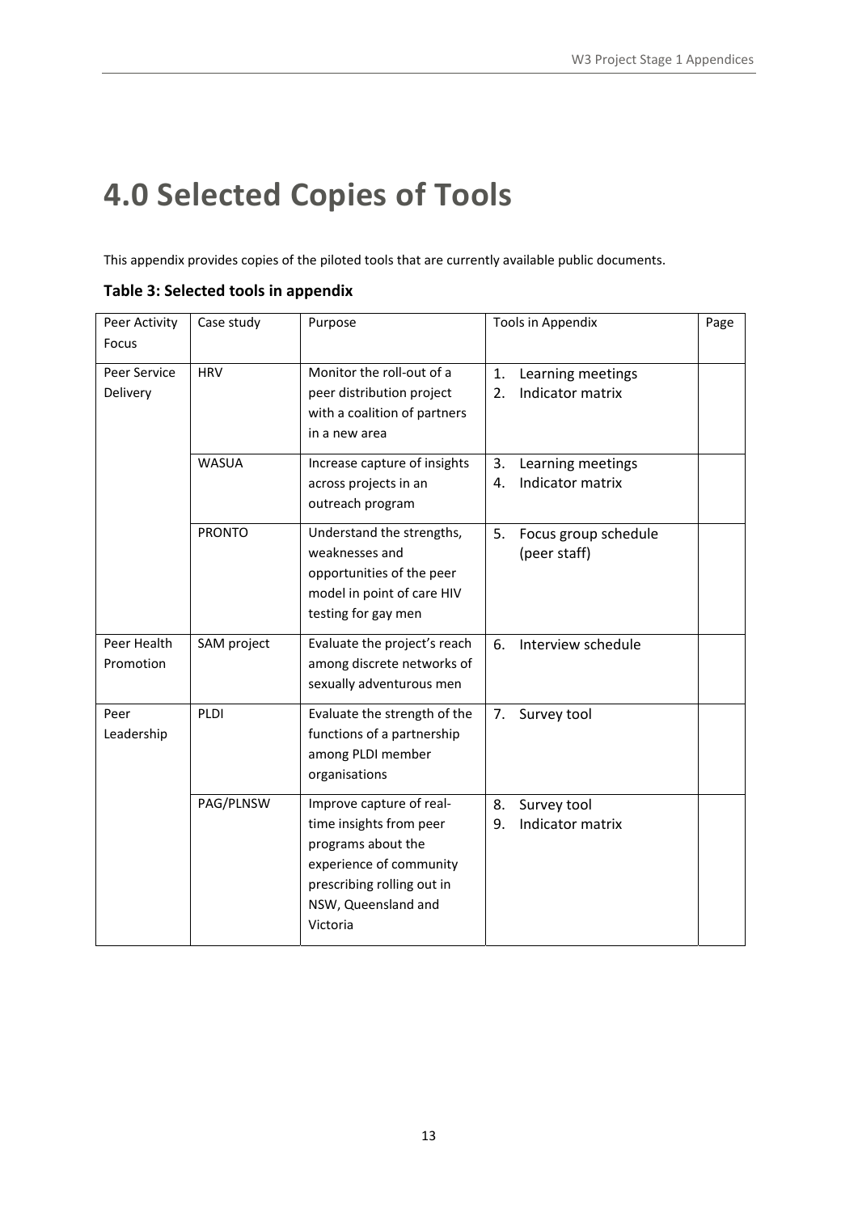# 4.0 Selected Copies of Tools

This appendix provides copies of the piloted tools that are currently available public documents.

**Table 3: Selected tools in appendix**

| Peer Activity Focus | Case study | Purpose | Tools in Appendix | Page |
|---|---|---|---|---|
| Peer Service Delivery | HRV | Monitor the roll-out of a peer distribution project with a coalition of partners in a new area | 1. Learning meetings<br>2. Indicator matrix | |
| | WASUA | Increase capture of insights across projects in an outreach program | 3. Learning meetings<br>4. Indicator matrix | |
| | PRONTO | Understand the strengths, weaknesses and opportunities of the peer model in point of care HIV testing for gay men | 5. Focus group schedule (peer staff) | |
| Peer Health Promotion | SAM project | Evaluate the project's reach among discrete networks of sexually adventurous men | 6. Interview schedule | |
| Peer Leadership | PLDI | Evaluate the strength of the functions of a partnership among PLDI member organisations | 7. Survey tool | |
| | PAG/PLNSW | Improve capture of real-time insights from peer programs about the experience of community prescribing rolling out in NSW, Queensland and Victoria | 8. Survey tool<br>9. Indicator matrix | |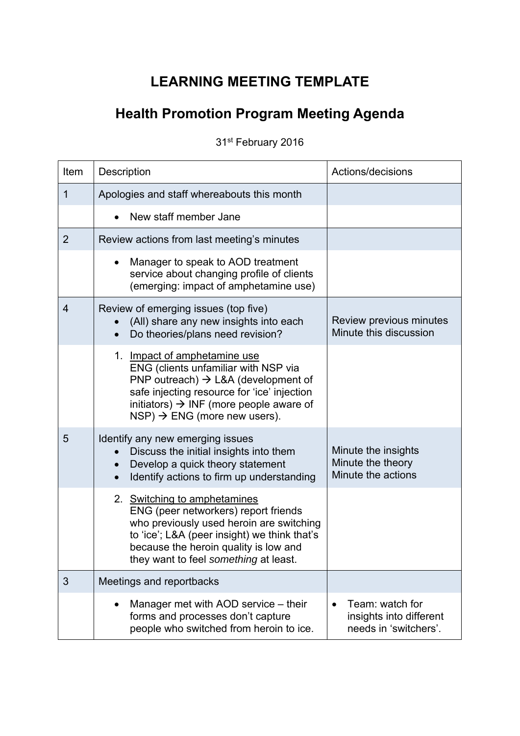# LEARNING MEETING TEMPLATE

## Health Promotion Program Meeting Agenda

31st February 2016

| Item | Description | Actions/decisions |
|---|---|---|
| 1 | Apologies and staff whereabouts this month | |
| | • New staff member Jane | |
| 2 | Review actions from last meeting's minutes | |
| | • Manager to speak to AOD treatment service about changing profile of clients (emerging: impact of amphetamine use) | |
| 4 | Review of emerging issues (top five)<br>• (All) share any new insights into each<br>• Do theories/plans need revision? | Review previous minutes<br>Minute this discussion |
| | 1. Impact of amphetamine use<br>ENG (clients unfamiliar with NSP via PNP outreach) → L&A (development of safe injecting resource for 'ice' injection initiators) → INF (more people aware of NSP) → ENG (more new users). | |
| 5 | Identify any new emerging issues<br>• Discuss the initial insights into them<br>• Develop a quick theory statement<br>• Identify actions to firm up understanding | Minute the insights<br>Minute the theory<br>Minute the actions |
| | 2. Switching to amphetamines<br>ENG (peer networkers) report friends who previously used heroin are switching to 'ice'; L&A (peer insight) we think that's because the heroin quality is low and they want to feel *something* at least. | |
| 3 | Meetings and reportbacks | |
| | • Manager met with AOD service – their forms and processes don't capture people who switched from heroin to ice. | • Team: watch for insights into different needs in 'switchers'. |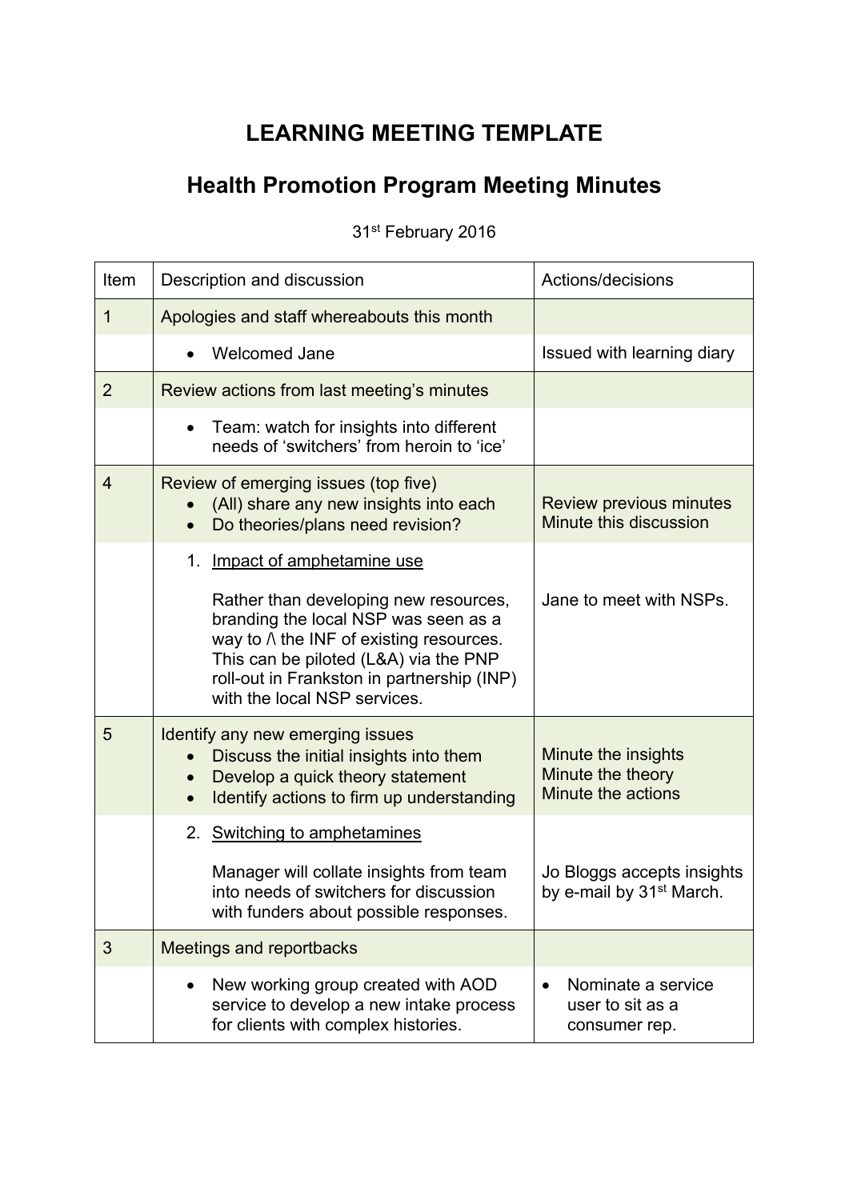# LEARNING MEETING TEMPLATE

## Health Promotion Program Meeting Minutes

31st February 2016

| Item | Description and discussion | Actions/decisions |
|---|---|---|
| 1 | Apologies and staff whereabouts this month | |
| | • Welcomed Jane | Issued with learning diary |
| 2 | Review actions from last meeting's minutes | |
| | • Team: watch for insights into different needs of 'switchers' from heroin to 'ice' | |
| 4 | Review of emerging issues (top five)<br>• (All) share any new insights into each<br>• Do theories/plans need revision? | Review previous minutes<br>Minute this discussion |
| | 1. Impact of amphetamine use<br><br>Rather than developing new resources, branding the local NSP was seen as a way to /\ the INF of existing resources. This can be piloted (L&A) via the PNP roll-out in Frankston in partnership (INP) with the local NSP services. | Jane to meet with NSPs. |
| 5 | Identify any new emerging issues<br>• Discuss the initial insights into them<br>• Develop a quick theory statement<br>• Identify actions to firm up understanding | Minute the insights<br>Minute the theory<br>Minute the actions |
| | 2. Switching to amphetamines<br><br>Manager will collate insights from team into needs of switchers for discussion with funders about possible responses. | Jo Bloggs accepts insights by e-mail by 31st March. |
| 3 | Meetings and reportbacks | |
| | • New working group created with AOD service to develop a new intake process for clients with complex histories. | • Nominate a service user to sit as a consumer rep. |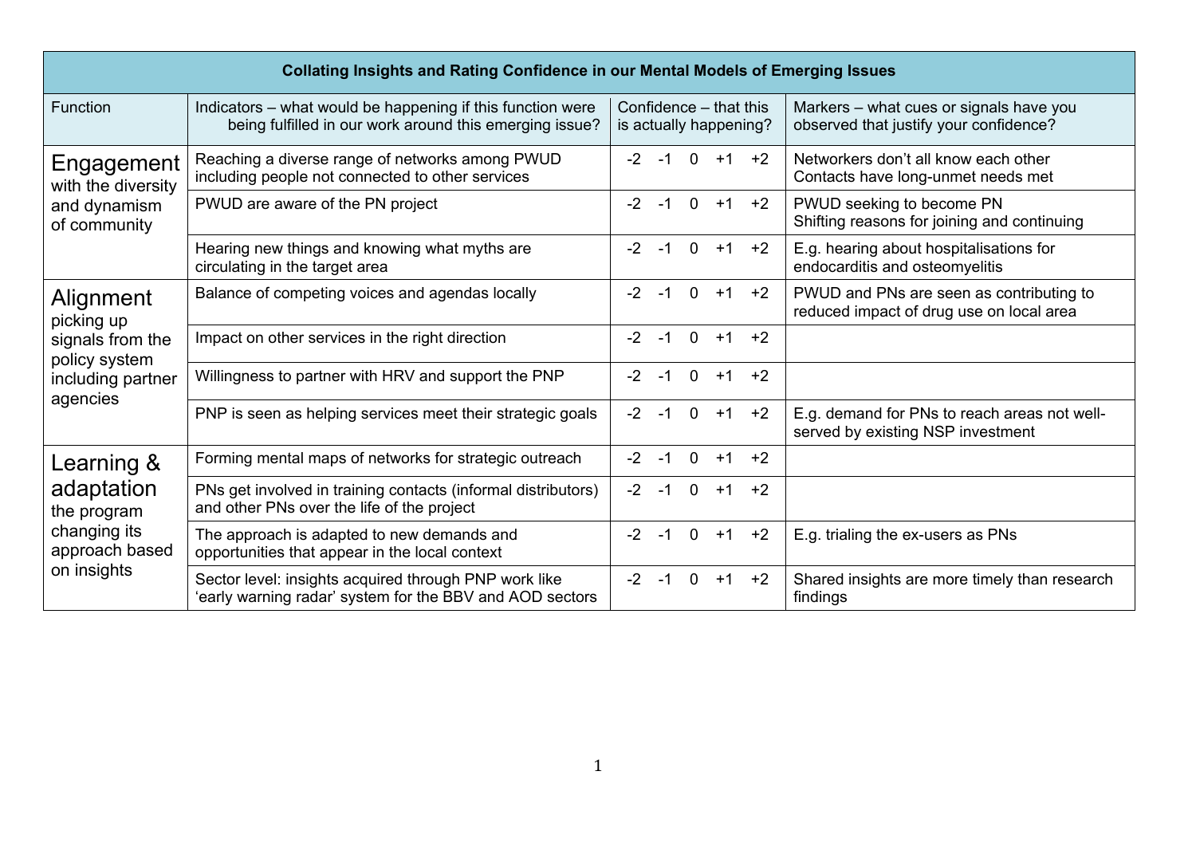| Collating Insights and Rating Confidence in our Mental Models of Emerging Issues | | | |
|---|---|---|---|
| Function | Indicators – what would be happening if this function were being fulfilled in our work around this emerging issue? | Confidence – that this is actually happening? | Markers – what cues or signals have you observed that justify your confidence? |
| Engagement with the diversity and dynamism of community | Reaching a diverse range of networks among PWUD including people not connected to other services | -2 -1 0 +1 +2 | Networkers don't all know each other<br>Contacts have long-unmet needs met |
| | PWUD are aware of the PN project | -2 -1 0 +1 +2 | PWUD seeking to become PN<br>Shifting reasons for joining and continuing |
| | Hearing new things and knowing what myths are circulating in the target area | -2 -1 0 +1 +2 | E.g. hearing about hospitalisations for endocarditis and osteomyelitis |
| Alignment picking up signals from the policy system including partner agencies | Balance of competing voices and agendas locally | -2 -1 0 +1 +2 | PWUD and PNs are seen as contributing to reduced impact of drug use on local area |
| | Impact on other services in the right direction | -2 -1 0 +1 +2 | |
| | Willingness to partner with HRV and support the PNP | -2 -1 0 +1 +2 | |
| | PNP is seen as helping services meet their strategic goals | -2 -1 0 +1 +2 | E.g. demand for PNs to reach areas not well-served by existing NSP investment |
| Learning & adaptation the program changing its approach based on insights | Forming mental maps of networks for strategic outreach | -2 -1 0 +1 +2 | |
| | PNs get involved in training contacts (informal distributors) and other PNs over the life of the project | -2 -1 0 +1 +2 | |
| | The approach is adapted to new demands and opportunities that appear in the local context | -2 -1 0 +1 +2 | E.g. trialing the ex-users as PNs |
| | Sector level: insights acquired through PNP work like 'early warning radar' system for the BBV and AOD sectors | -2 -1 0 +1 +2 | Shared insights are more timely than research findings |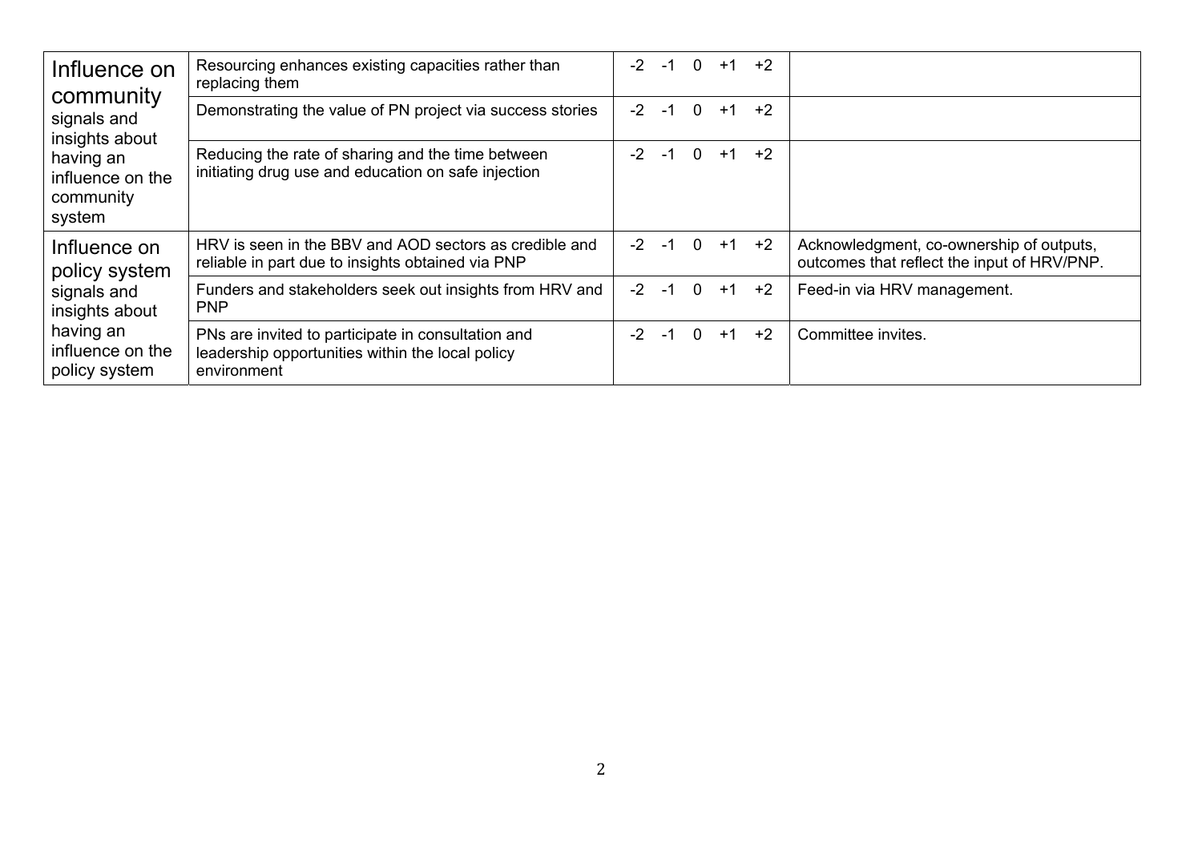| | | | |
|---|---|---|---|
| **Influence on community** signals and insights about having an influence on the community system | Resourcing enhances existing capacities rather than replacing them | -2 -1 0 +1 +2 | |
| | Demonstrating the value of PN project via success stories | -2 -1 0 +1 +2 | |
| | Reducing the rate of sharing and the time between initiating drug use and education on safe injection | -2 -1 0 +1 +2 | |
| **Influence on policy system** signals and insights about having an influence on the policy system | HRV is seen in the BBV and AOD sectors as credible and reliable in part due to insights obtained via PNP | -2 -1 0 +1 +2 | Acknowledgment, co-ownership of outputs, outcomes that reflect the input of HRV/PNP. |
| | Funders and stakeholders seek out insights from HRV and PNP | -2 -1 0 +1 +2 | Feed-in via HRV management. |
| | PNs are invited to participate in consultation and leadership opportunities within the local policy environment | -2 -1 0 +1 +2 | Committee invites. |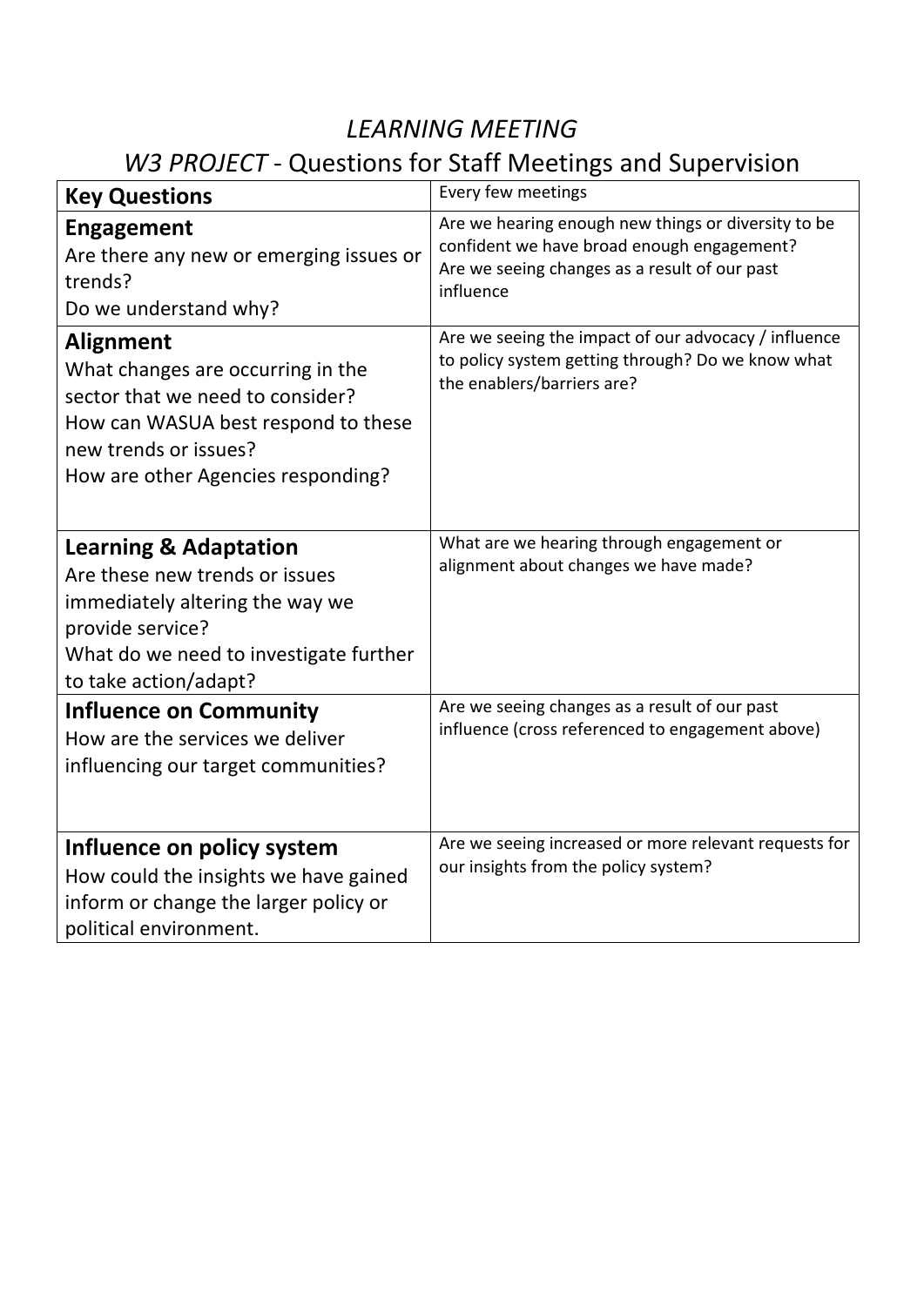# *LEARNING MEETING*

## *W3 PROJECT* - Questions for Staff Meetings and Supervision

| **Key Questions** | Every few meetings |
|---|---|
| **Engagement**<br>Are there any new or emerging issues or trends?<br>Do we understand why? | Are we hearing enough new things or diversity to be confident we have broad enough engagement?<br>Are we seeing changes as a result of our past influence |
| **Alignment**<br>What changes are occurring in the sector that we need to consider?<br>How can WASUA best respond to these new trends or issues?<br>How are other Agencies responding? | Are we seeing the impact of our advocacy / influence to policy system getting through? Do we know what the enablers/barriers are? |
| **Learning & Adaptation**<br>Are these new trends or issues immediately altering the way we provide service?<br>What do we need to investigate further to take action/adapt? | What are we hearing through engagement or alignment about changes we have made? |
| **Influence on Community**<br>How are the services we deliver influencing our target communities? | Are we seeing changes as a result of our past influence (cross referenced to engagement above) |
| **Influence on policy system**<br>How could the insights we have gained inform or change the larger policy or political environment. | Are we seeing increased or more relevant requests for our insights from the policy system? |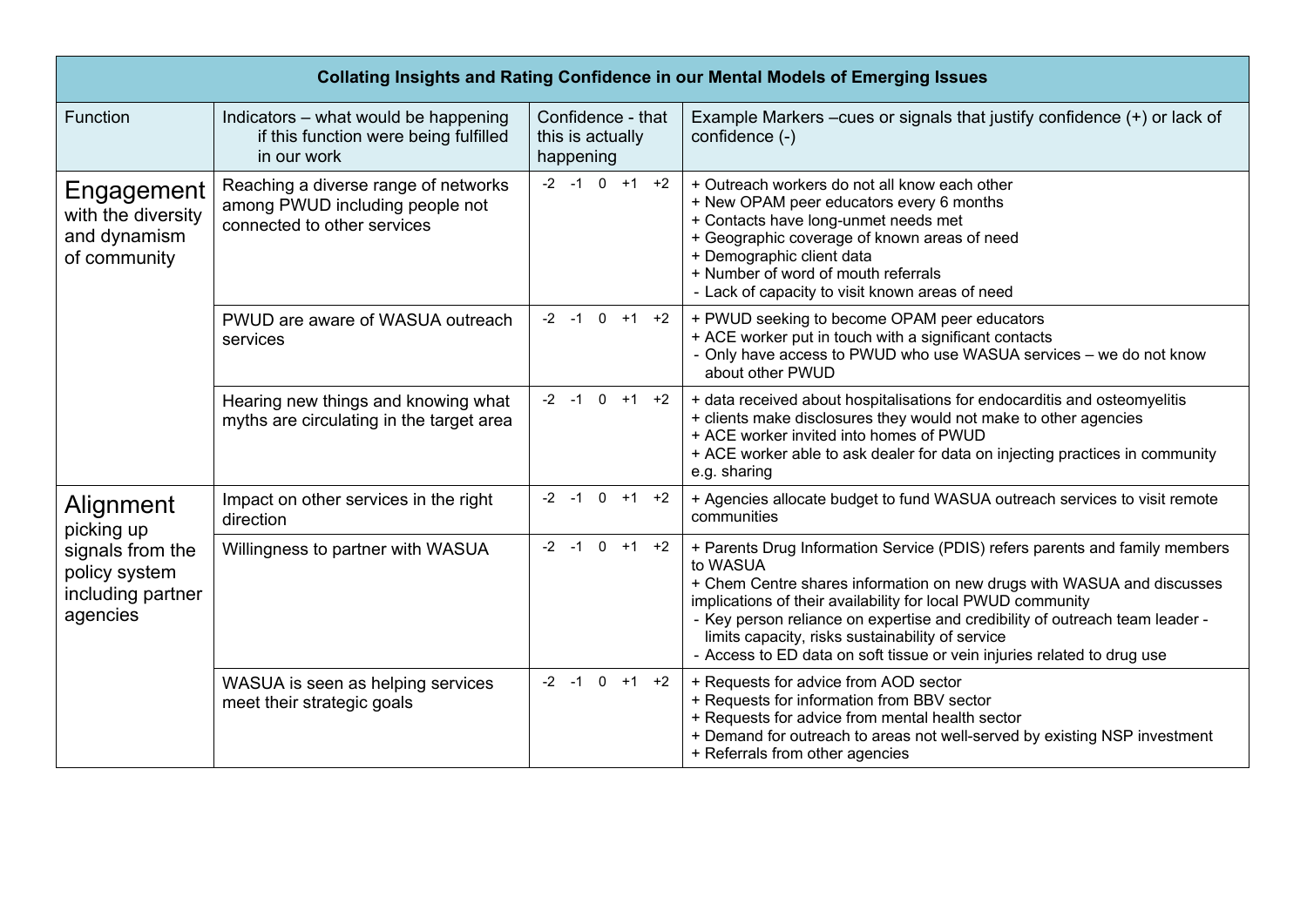| Collating Insights and Rating Confidence in our Mental Models of Emerging Issues | | | |
|---|---|---|---|
| Function | Indicators – what would be happening if this function were being fulfilled in our work | Confidence - that this is actually happening | Example Markers –cues or signals that justify confidence (+) or lack of confidence (-) |
| **Engagement** with the diversity and dynamism of community | Reaching a diverse range of networks among PWUD including people not connected to other services | -2 -1 0 +1 +2 | + Outreach workers do not all know each other<br>+ New OPAM peer educators every 6 months<br>+ Contacts have long-unmet needs met<br>+ Geographic coverage of known areas of need<br>+ Demographic client data<br>+ Number of word of mouth referrals<br>- Lack of capacity to visit known areas of need |
| | PWUD are aware of WASUA outreach services | -2 -1 0 +1 +2 | + PWUD seeking to become OPAM peer educators<br>+ ACE worker put in touch with a significant contacts<br>- Only have access to PWUD who use WASUA services – we do not know about other PWUD |
| | Hearing new things and knowing what myths are circulating in the target area | -2 -1 0 +1 +2 | + data received about hospitalisations for endocarditis and osteomyelitis<br>+ clients make disclosures they would not make to other agencies<br>+ ACE worker invited into homes of PWUD<br>+ ACE worker able to ask dealer for data on injecting practices in community e.g. sharing |
| **Alignment** picking up signals from the policy system including partner agencies | Impact on other services in the right direction | -2 -1 0 +1 +2 | + Agencies allocate budget to fund WASUA outreach services to visit remote communities |
| | Willingness to partner with WASUA | -2 -1 0 +1 +2 | + Parents Drug Information Service (PDIS) refers parents and family members to WASUA<br>+ Chem Centre shares information on new drugs with WASUA and discusses implications of their availability for local PWUD community<br>- Key person reliance on expertise and credibility of outreach team leader - limits capacity, risks sustainability of service<br>- Access to ED data on soft tissue or vein injuries related to drug use |
| | WASUA is seen as helping services meet their strategic goals | -2 -1 0 +1 +2 | + Requests for advice from AOD sector<br>+ Requests for information from BBV sector<br>+ Requests for advice from mental health sector<br>+ Demand for outreach to areas not well-served by existing NSP investment<br>+ Referrals from other agencies |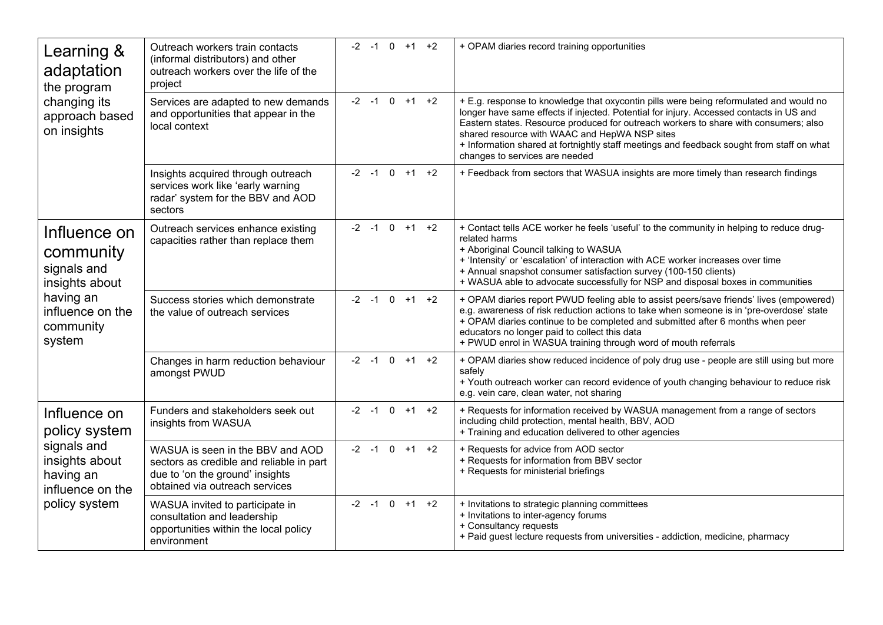| | | | |
|---|---|---|---|
| **Learning & adaptation** the program changing its approach based on insights | Outreach workers train contacts (informal distributors) and other outreach workers over the life of the project | -2 -1 0 +1 +2 | + OPAM diaries record training opportunities |
| | Services are adapted to new demands and opportunities that appear in the local context | -2 -1 0 +1 +2 | + E.g. response to knowledge that oxycontin pills were being reformulated and would no longer have same effects if injected. Potential for injury. Accessed contacts in US and Eastern states. Resource produced for outreach workers to share with consumers; also shared resource with WAAC and HepWA NSP sites<br>+ Information shared at fortnightly staff meetings and feedback sought from staff on what changes to services are needed |
| | Insights acquired through outreach services work like 'early warning radar' system for the BBV and AOD sectors | -2 -1 0 +1 +2 | + Feedback from sectors that WASUA insights are more timely than research findings |
| **Influence on community** signals and insights about having an influence on the community system | Outreach services enhance existing capacities rather than replace them | -2 -1 0 +1 +2 | + Contact tells ACE worker he feels 'useful' to the community in helping to reduce drug-related harms<br>+ Aboriginal Council talking to WASUA<br>+ 'Intensity' or 'escalation' of interaction with ACE worker increases over time<br>+ Annual snapshot consumer satisfaction survey (100-150 clients)<br>+ WASUA able to advocate successfully for NSP and disposal boxes in communities |
| | Success stories which demonstrate the value of outreach services | -2 -1 0 +1 +2 | + OPAM diaries report PWUD feeling able to assist peers/save friends' lives (empowered) e.g. awareness of risk reduction actions to take when someone is in 'pre-overdose' state<br>+ OPAM diaries continue to be completed and submitted after 6 months when peer educators no longer paid to collect this data<br>+ PWUD enrol in WASUA training through word of mouth referrals |
| | Changes in harm reduction behaviour amongst PWUD | -2 -1 0 +1 +2 | + OPAM diaries show reduced incidence of poly drug use - people are still using but more safely<br>+ Youth outreach worker can record evidence of youth changing behaviour to reduce risk e.g. vein care, clean water, not sharing |
| **Influence on policy system** signals and insights about having an influence on the policy system | Funders and stakeholders seek out insights from WASUA | -2 -1 0 +1 +2 | + Requests for information received by WASUA management from a range of sectors including child protection, mental health, BBV, AOD<br>+ Training and education delivered to other agencies |
| | WASUA is seen in the BBV and AOD sectors as credible and reliable in part due to 'on the ground' insights obtained via outreach services | -2 -1 0 +1 +2 | + Requests for advice from AOD sector<br>+ Requests for information from BBV sector<br>+ Requests for ministerial briefings |
| | WASUA invited to participate in consultation and leadership opportunities within the local policy environment | -2 -1 0 +1 +2 | + Invitations to strategic planning committees<br>+ Invitations to inter-agency forums<br>+ Consultancy requests<br>+ Paid guest lecture requests from universities - addiction, medicine, pharmacy |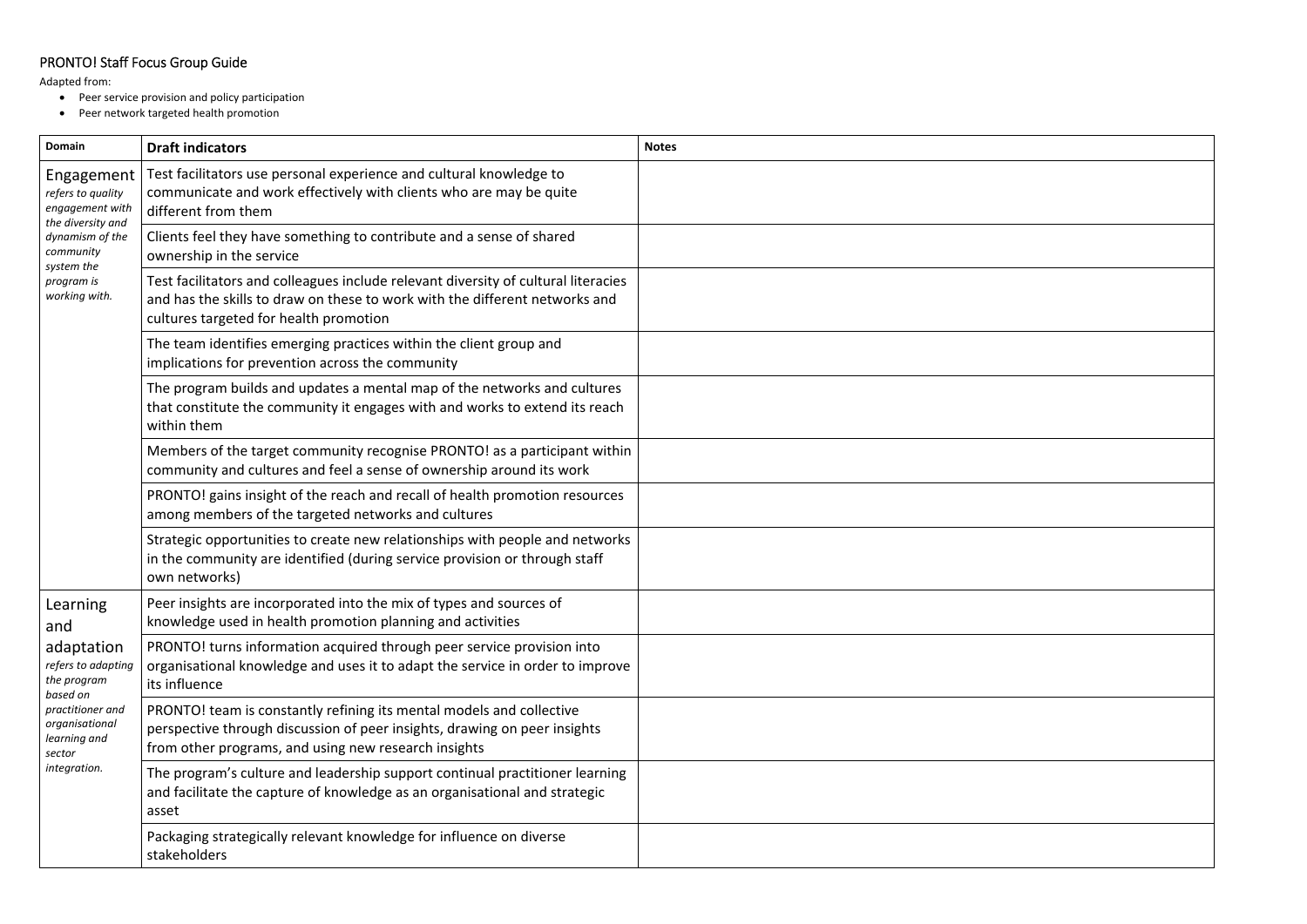## PRONTO! Staff Focus Group Guide

Adapted from:

- Peer service provision and policy participation
- Peer network targeted health promotion

| Domain | Draft indicators | Notes |
|---|---|---|
| Engagement *refers to quality engagement with the diversity and dynamism of the community system the program is working with.* | Test facilitators use personal experience and cultural knowledge to communicate and work effectively with clients who are may be quite different from them | |
| | Clients feel they have something to contribute and a sense of shared ownership in the service | |
| | Test facilitators and colleagues include relevant diversity of cultural literacies and has the skills to draw on these to work with the different networks and cultures targeted for health promotion | |
| | The team identifies emerging practices within the client group and implications for prevention across the community | |
| | The program builds and updates a mental map of the networks and cultures that constitute the community it engages with and works to extend its reach within them | |
| | Members of the target community recognise PRONTO! as a participant within community and cultures and feel a sense of ownership around its work | |
| | PRONTO! gains insight of the reach and recall of health promotion resources among members of the targeted networks and cultures | |
| | Strategic opportunities to create new relationships with people and networks in the community are identified (during service provision or through staff own networks) | |
| Learning and adaptation *refers to adapting the program based on practitioner and organisational learning and sector integration.* | Peer insights are incorporated into the mix of types and sources of knowledge used in health promotion planning and activities | |
| | PRONTO! turns information acquired through peer service provision into organisational knowledge and uses it to adapt the service in order to improve its influence | |
| | PRONTO! team is constantly refining its mental models and collective perspective through discussion of peer insights, drawing on peer insights from other programs, and using new research insights | |
| | The program's culture and leadership support continual practitioner learning and facilitate the capture of knowledge as an organisational and strategic asset | |
| | Packaging strategically relevant knowledge for influence on diverse stakeholders | |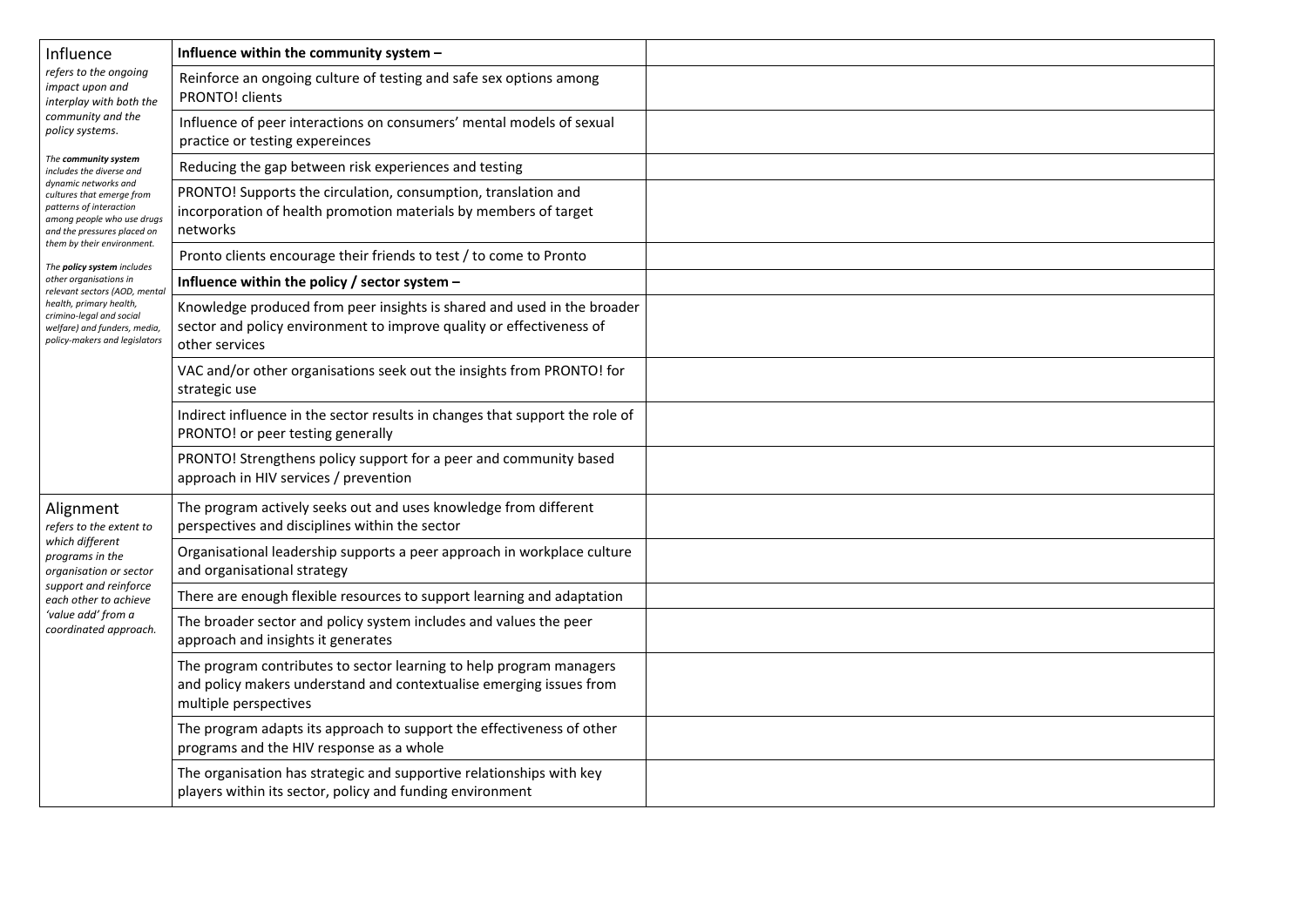| | | |
|---|---|---|
| Influence<br>*refers to the ongoing impact upon and interplay with both the community and the policy systems.*<br><br>*The **community system** includes the diverse and dynamic networks and cultures that emerge from patterns of interaction among people who use drugs and the pressures placed on them by their environment.*<br><br>*The **policy system** includes other organisations in relevant sectors (AOD, mental health, primary health, crimino-legal and social welfare) and funders, media, policy-makers and legislators* | **Influence within the community system –** | |
| | Reinforce an ongoing culture of testing and safe sex options among PRONTO! clients | |
| | Influence of peer interactions on consumers' mental models of sexual practice or testing expereinces | |
| | Reducing the gap between risk experiences and testing | |
| | PRONTO! Supports the circulation, consumption, translation and incorporation of health promotion materials by members of target networks | |
| | Pronto clients encourage their friends to test / to come to Pronto | |
| | **Influence within the policy / sector system –** | |
| | Knowledge produced from peer insights is shared and used in the broader sector and policy environment to improve quality or effectiveness of other services | |
| | VAC and/or other organisations seek out the insights from PRONTO! for strategic use | |
| | Indirect influence in the sector results in changes that support the role of PRONTO! or peer testing generally | |
| | PRONTO! Strengthens policy support for a peer and community based approach in HIV services / prevention | |
| Alignment<br>*refers to the extent to which different programs in the organisation or sector support and reinforce each other to achieve 'value add' from a coordinated approach.* | The program actively seeks out and uses knowledge from different perspectives and disciplines within the sector | |
| | Organisational leadership supports a peer approach in workplace culture and organisational strategy | |
| | There are enough flexible resources to support learning and adaptation | |
| | The broader sector and policy system includes and values the peer approach and insights it generates | |
| | The program contributes to sector learning to help program managers and policy makers understand and contextualise emerging issues from multiple perspectives | |
| | The program adapts its approach to support the effectiveness of other programs and the HIV response as a whole | |
| | The organisation has strategic and supportive relationships with key players within its sector, policy and funding environment | |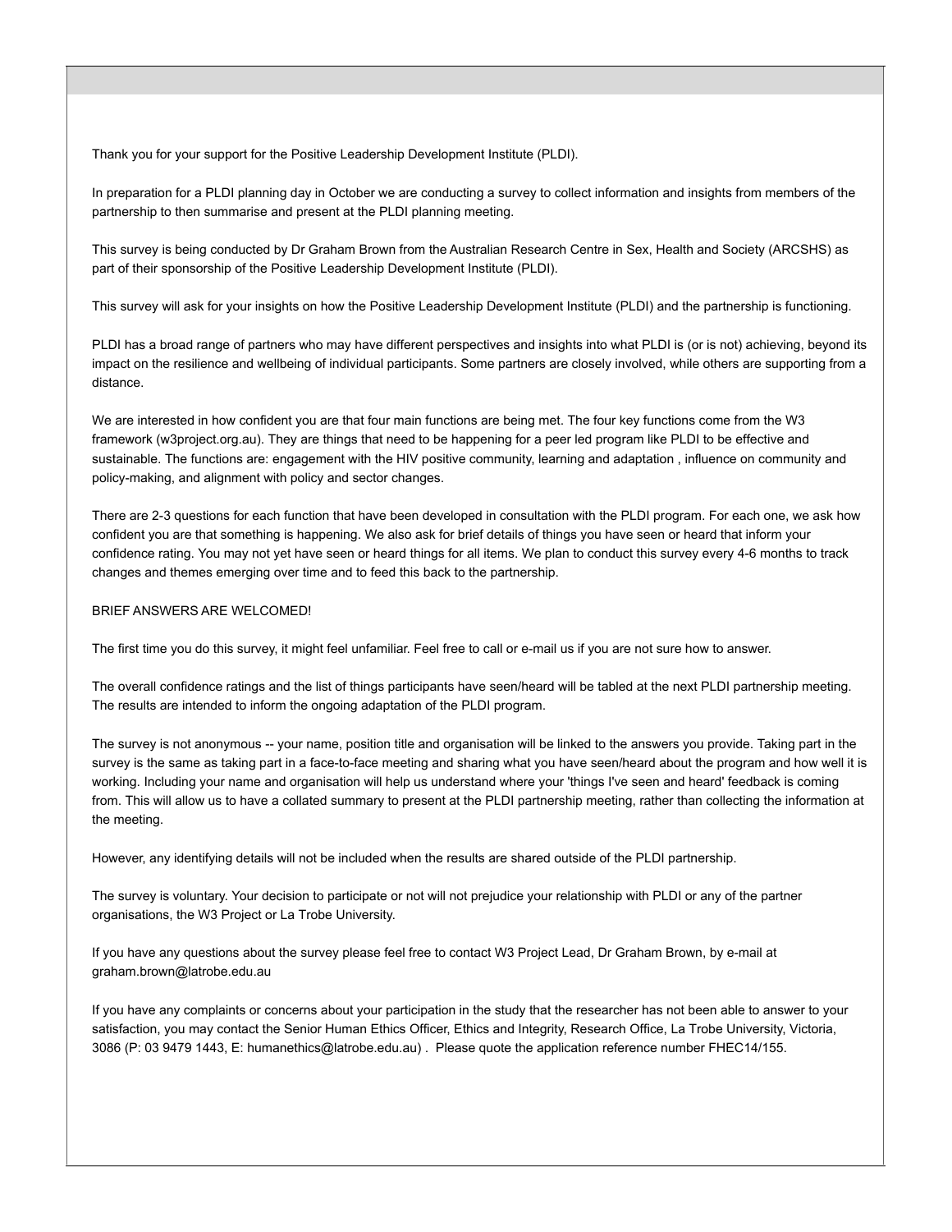Thank you for your support for the Positive Leadership Development Institute (PLDI).

In preparation for a PLDI planning day in October we are conducting a survey to collect information and insights from members of the partnership to then summarise and present at the PLDI planning meeting.

This survey is being conducted by Dr Graham Brown from the Australian Research Centre in Sex, Health and Society (ARCSHS) as part of their sponsorship of the Positive Leadership Development Institute (PLDI).

This survey will ask for your insights on how the Positive Leadership Development Institute (PLDI) and the partnership is functioning.

PLDI has a broad range of partners who may have different perspectives and insights into what PLDI is (or is not) achieving, beyond its impact on the resilience and wellbeing of individual participants. Some partners are closely involved, while others are supporting from a distance.

We are interested in how confident you are that four main functions are being met. The four key functions come from the W3 framework (w3project.org.au). They are things that need to be happening for a peer led program like PLDI to be effective and sustainable. The functions are: engagement with the HIV positive community, learning and adaptation , influence on community and policy-making, and alignment with policy and sector changes.

There are 2-3 questions for each function that have been developed in consultation with the PLDI program. For each one, we ask how confident you are that something is happening. We also ask for brief details of things you have seen or heard that inform your confidence rating. You may not yet have seen or heard things for all items. We plan to conduct this survey every 4-6 months to track changes and themes emerging over time and to feed this back to the partnership.

BRIEF ANSWERS ARE WELCOMED!

The first time you do this survey, it might feel unfamiliar. Feel free to call or e-mail us if you are not sure how to answer.

The overall confidence ratings and the list of things participants have seen/heard will be tabled at the next PLDI partnership meeting. The results are intended to inform the ongoing adaptation of the PLDI program.

The survey is not anonymous -- your name, position title and organisation will be linked to the answers you provide. Taking part in the survey is the same as taking part in a face-to-face meeting and sharing what you have seen/heard about the program and how well it is working. Including your name and organisation will help us understand where your 'things I've seen and heard' feedback is coming from. This will allow us to have a collated summary to present at the PLDI partnership meeting, rather than collecting the information at the meeting.

However, any identifying details will not be included when the results are shared outside of the PLDI partnership.

The survey is voluntary. Your decision to participate or not will not prejudice your relationship with PLDI or any of the partner organisations, the W3 Project or La Trobe University.

If you have any questions about the survey please feel free to contact W3 Project Lead, Dr Graham Brown, by e-mail at graham.brown@latrobe.edu.au

If you have any complaints or concerns about your participation in the study that the researcher has not been able to answer to your satisfaction, you may contact the Senior Human Ethics Officer, Ethics and Integrity, Research Office, La Trobe University, Victoria, 3086 (P: 03 9479 1443, E: humanethics@latrobe.edu.au) . Please quote the application reference number FHEC14/155.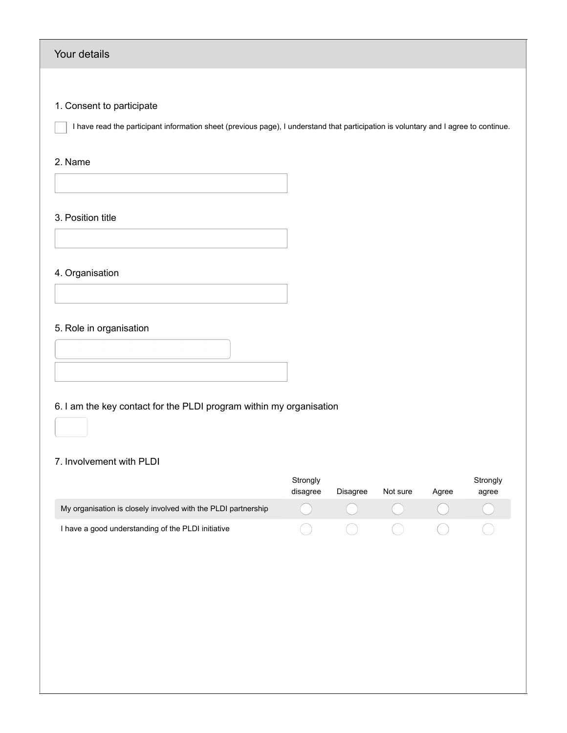## Your details

**1. Consent to participate**

- [ ] I have read the participant information sheet (previous page), I understand that participation is voluntary and I agree to continue.

**2. Name**

**3. Position title**

**4. Organisation**

**5. Role in organisation**

**6. I am the key contact for the PLDI program within my organisation**

**7. Involvement with PLDI**

| | Strongly disagree | Disagree | Not sure | Agree | Strongly agree |
|---|---|---|---|---|---|
| My organisation is closely involved with the PLDI partnership | ○ | ○ | ○ | ○ | ○ |
| I have a good understanding of the PLDI initiative | ○ | ○ | ○ | ○ | ○ |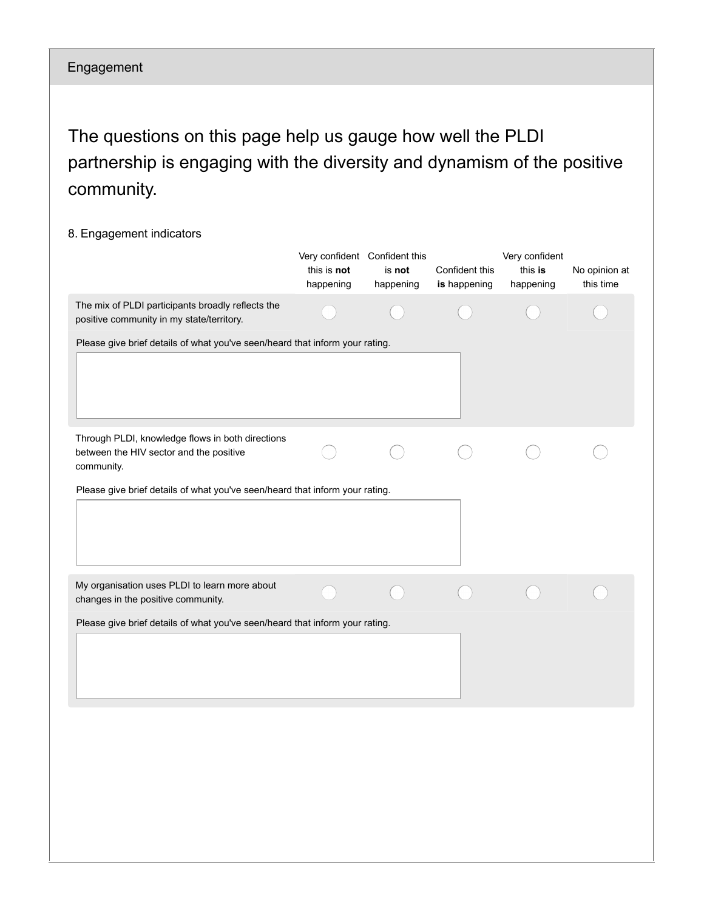## Engagement

The questions on this page help us gauge how well the PLDI partnership is engaging with the diversity and dynamism of the positive community.

8. Engagement indicators

| | Very confident this is **not** happening | Confident this is **not** happening | Confident this **is** happening | Very confident this **is** happening | No opinion at this time |
|---|---|---|---|---|---|
| The mix of PLDI participants broadly reflects the positive community in my state/territory. | ◯ | ◯ | ◯ | ◯ | ◯ |
| Through PLDI, knowledge flows in both directions between the HIV sector and the positive community. | ◯ | ◯ | ◯ | ◯ | ◯ |
| My organisation uses PLDI to learn more about changes in the positive community. | ◯ | ◯ | ◯ | ◯ | ◯ |

The mix of PLDI participants broadly reflects the positive community in my state/territory.

Please give brief details of what you've seen/heard that inform your rating.

Through PLDI, knowledge flows in both directions between the HIV sector and the positive community.

Please give brief details of what you've seen/heard that inform your rating.

My organisation uses PLDI to learn more about changes in the positive community.

Please give brief details of what you've seen/heard that inform your rating.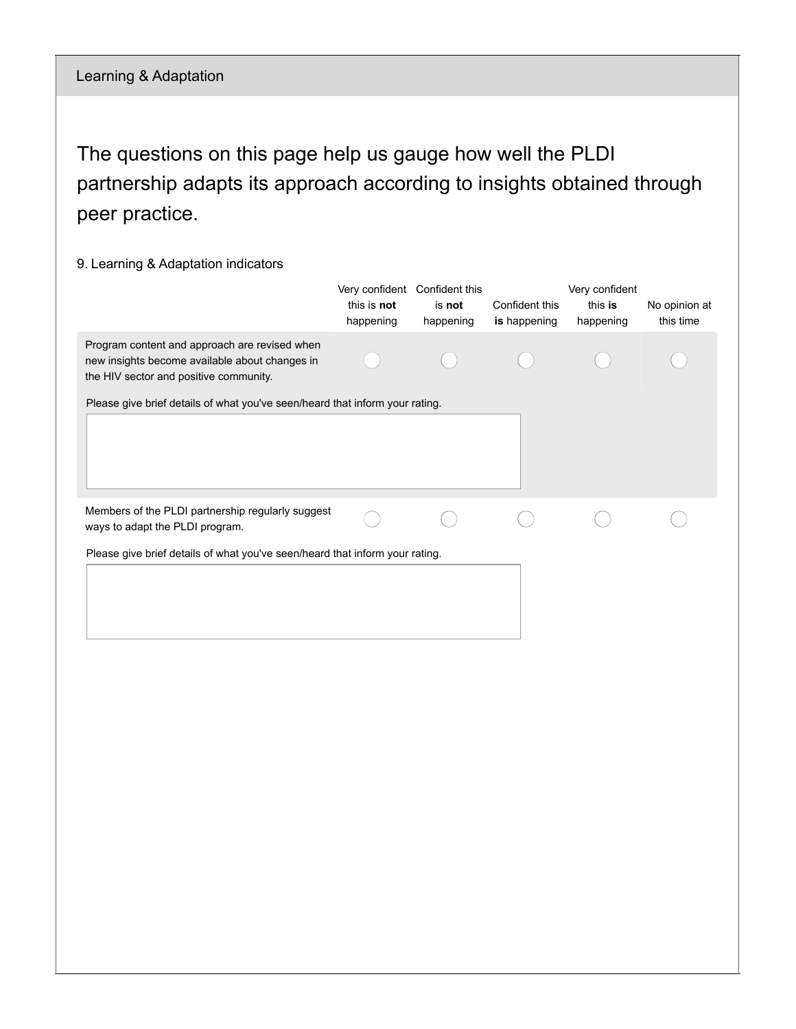## Learning & Adaptation

The questions on this page help us gauge how well the PLDI partnership adapts its approach according to insights obtained through peer practice.

9. Learning & Adaptation indicators

| | Very confident this is **not** happening | Confident this is **not** happening | Confident this **is** happening | Very confident this **is** happening | No opinion at this time |
|---|---|---|---|---|---|
| Program content and approach are revised when new insights become available about changes in the HIV sector and positive community. | ○ | ○ | ○ | ○ | ○ |
| Members of the PLDI partnership regularly suggest ways to adapt the PLDI program. | ○ | ○ | ○ | ○ | ○ |

Program content and approach are revised when new insights become available about changes in the HIV sector and positive community.

Please give brief details of what you've seen/heard that inform your rating.

Members of the PLDI partnership regularly suggest ways to adapt the PLDI program.

Please give brief details of what you've seen/heard that inform your rating.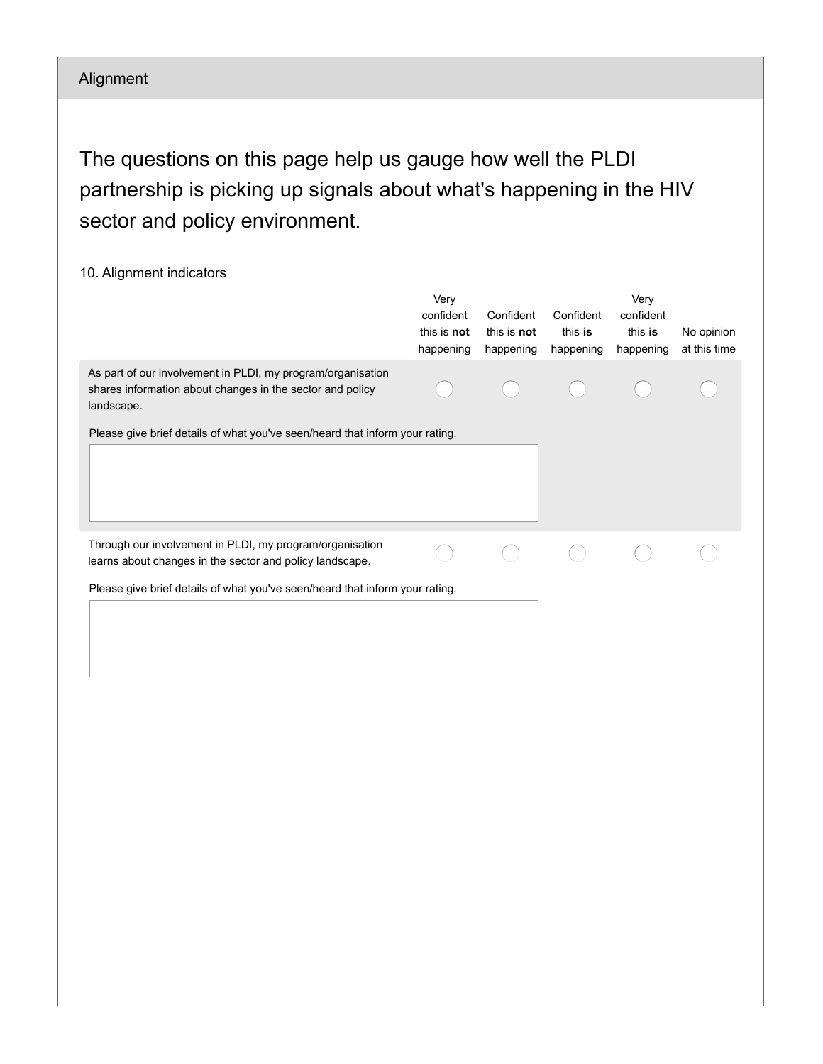## Alignment

The questions on this page help us gauge how well the PLDI partnership is picking up signals about what's happening in the HIV sector and policy environment.

10. Alignment indicators

| | Very confident this is **not** happening | Confident this is **not** happening | Confident this **is** happening | Very confident this **is** happening | No opinion at this time |
|---|---|---|---|---|---|
| As part of our involvement in PLDI, my program/organisation shares information about changes in the sector and policy landscape. | ◯ | ◯ | ◯ | ◯ | ◯ |
| Through our involvement in PLDI, my program/organisation learns about changes in the sector and policy landscape. | ◯ | ◯ | ◯ | ◯ | ◯ |

As part of our involvement in PLDI, my program/organisation shares information about changes in the sector and policy landscape.

Please give brief details of what you've seen/heard that inform your rating.

[ ]

Through our involvement in PLDI, my program/organisation learns about changes in the sector and policy landscape.

Please give brief details of what you've seen/heard that inform your rating.

[ ]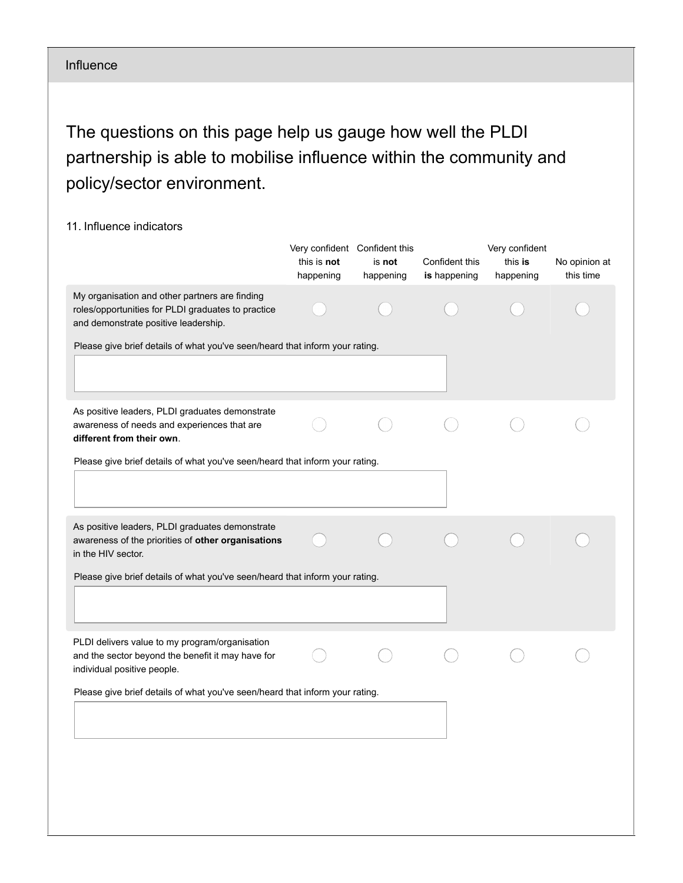## Influence

The questions on this page help us gauge how well the PLDI partnership is able to mobilise influence within the community and policy/sector environment.

11. Influence indicators

| | Very confident this is **not** happening | Confident this is **not** happening | Confident this **is** happening | Very confident this **is** happening | No opinion at this time |
|---|---|---|---|---|---|
| My organisation and other partners are finding roles/opportunities for PLDI graduates to practice and demonstrate positive leadership. | ◯ | ◯ | ◯ | ◯ | ◯ |
| As positive leaders, PLDI graduates demonstrate awareness of needs and experiences that are **different from their own**. | ◯ | ◯ | ◯ | ◯ | ◯ |
| As positive leaders, PLDI graduates demonstrate awareness of the priorities of **other organisations** in the HIV sector. | ◯ | ◯ | ◯ | ◯ | ◯ |
| PLDI delivers value to my program/organisation and the sector beyond the benefit it may have for individual positive people. | ◯ | ◯ | ◯ | ◯ | ◯ |

Each item is followed by:

Please give brief details of what you've seen/heard that inform your rating.

[ ]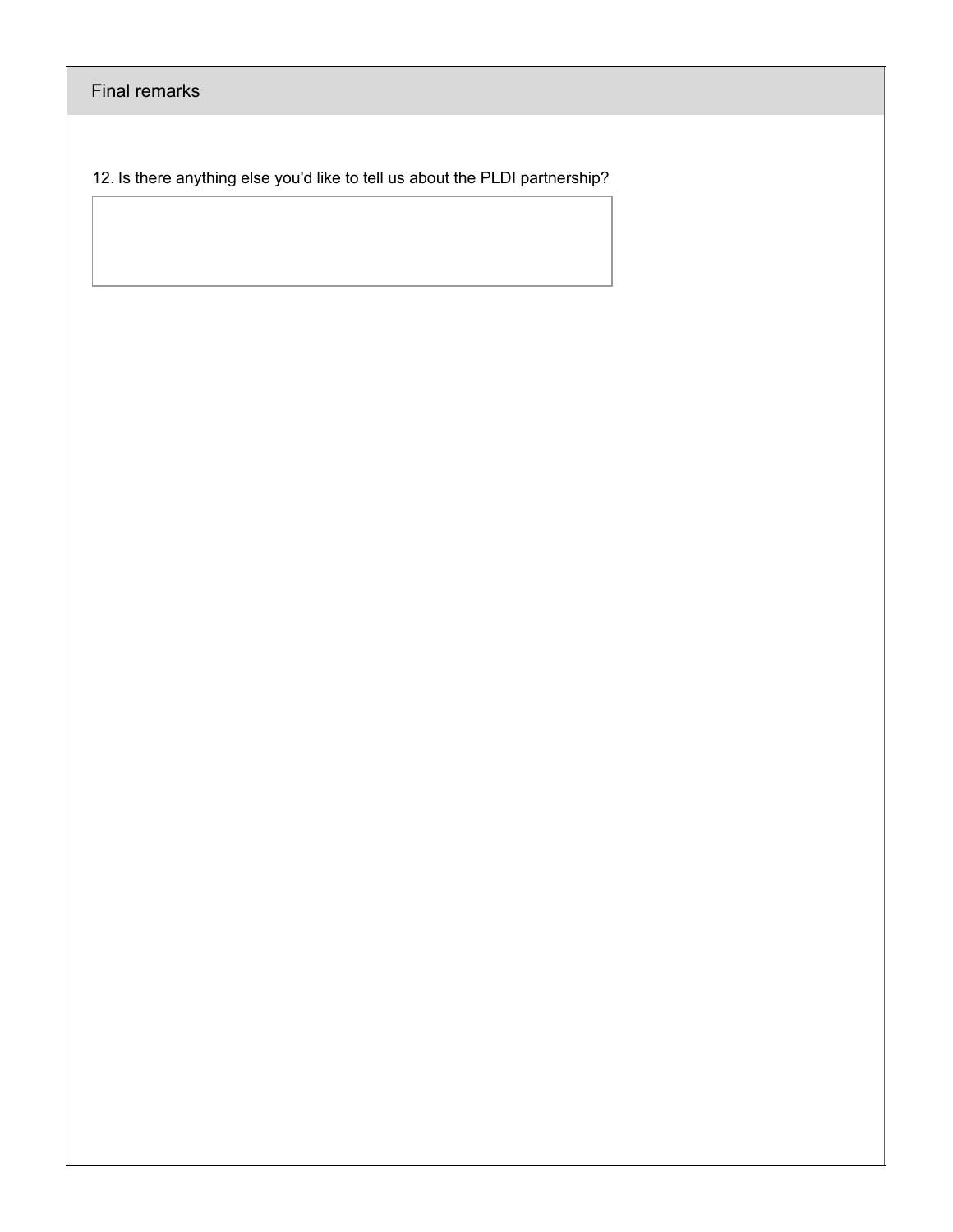## Final remarks

12. Is there anything else you'd like to tell us about the PLDI partnership?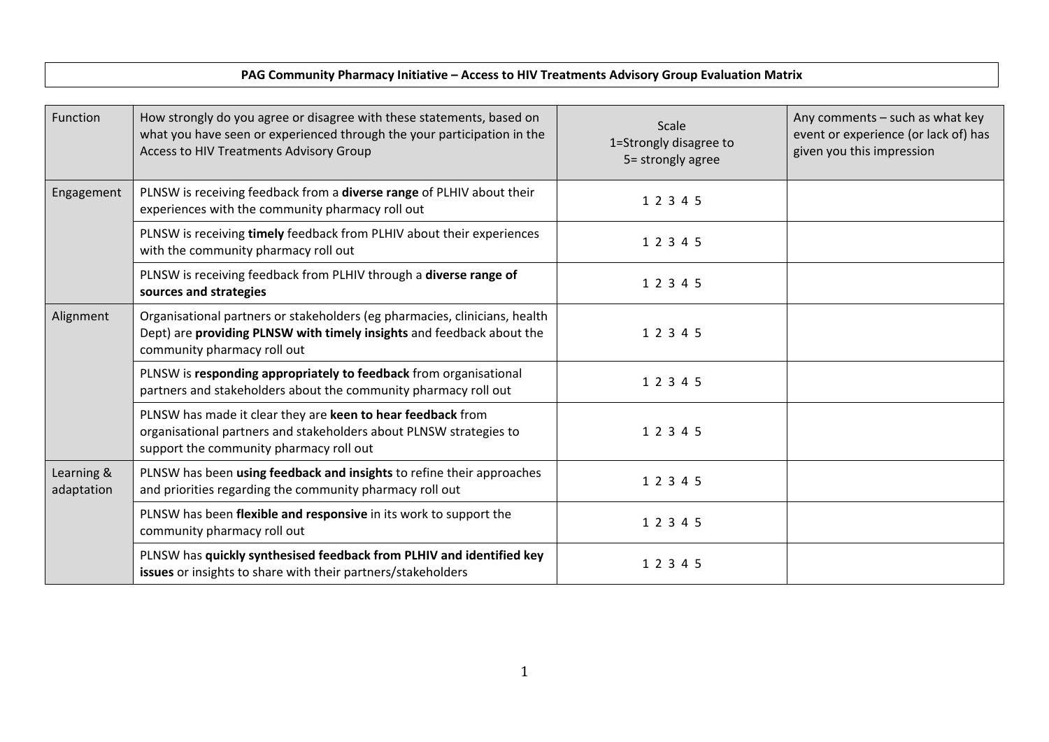**PAG Community Pharmacy Initiative – Access to HIV Treatments Advisory Group Evaluation Matrix**

| Function | How strongly do you agree or disagree with these statements, based on what you have seen or experienced through the your participation in the Access to HIV Treatments Advisory Group | Scale 1=Strongly disagree to 5= strongly agree | Any comments – such as what key event or experience (or lack of) has given you this impression |
|---|---|---|---|
| Engagement | PLNSW is receiving feedback from a **diverse range** of PLHIV about their experiences with the community pharmacy roll out | 1 2 3 4 5 | |
| | PLNSW is receiving **timely** feedback from PLHIV about their experiences with the community pharmacy roll out | 1 2 3 4 5 | |
| | PLNSW is receiving feedback from PLHIV through a **diverse range of sources and strategies** | 1 2 3 4 5 | |
| Alignment | Organisational partners or stakeholders (eg pharmacies, clinicians, health Dept) are **providing PLNSW with timely insights** and feedback about the community pharmacy roll out | 1 2 3 4 5 | |
| | PLNSW is **responding appropriately to feedback** from organisational partners and stakeholders about the community pharmacy roll out | 1 2 3 4 5 | |
| | PLNSW has made it clear they are **keen to hear feedback** from organisational partners and stakeholders about PLNSW strategies to support the community pharmacy roll out | 1 2 3 4 5 | |
| Learning & adaptation | PLNSW has been **using feedback and insights** to refine their approaches and priorities regarding the community pharmacy roll out | 1 2 3 4 5 | |
| | PLNSW has been **flexible and responsive** in its work to support the community pharmacy roll out | 1 2 3 4 5 | |
| | PLNSW has **quickly synthesised feedback from PLHIV and identified key issues** or insights to share with their partners/stakeholders | 1 2 3 4 5 | |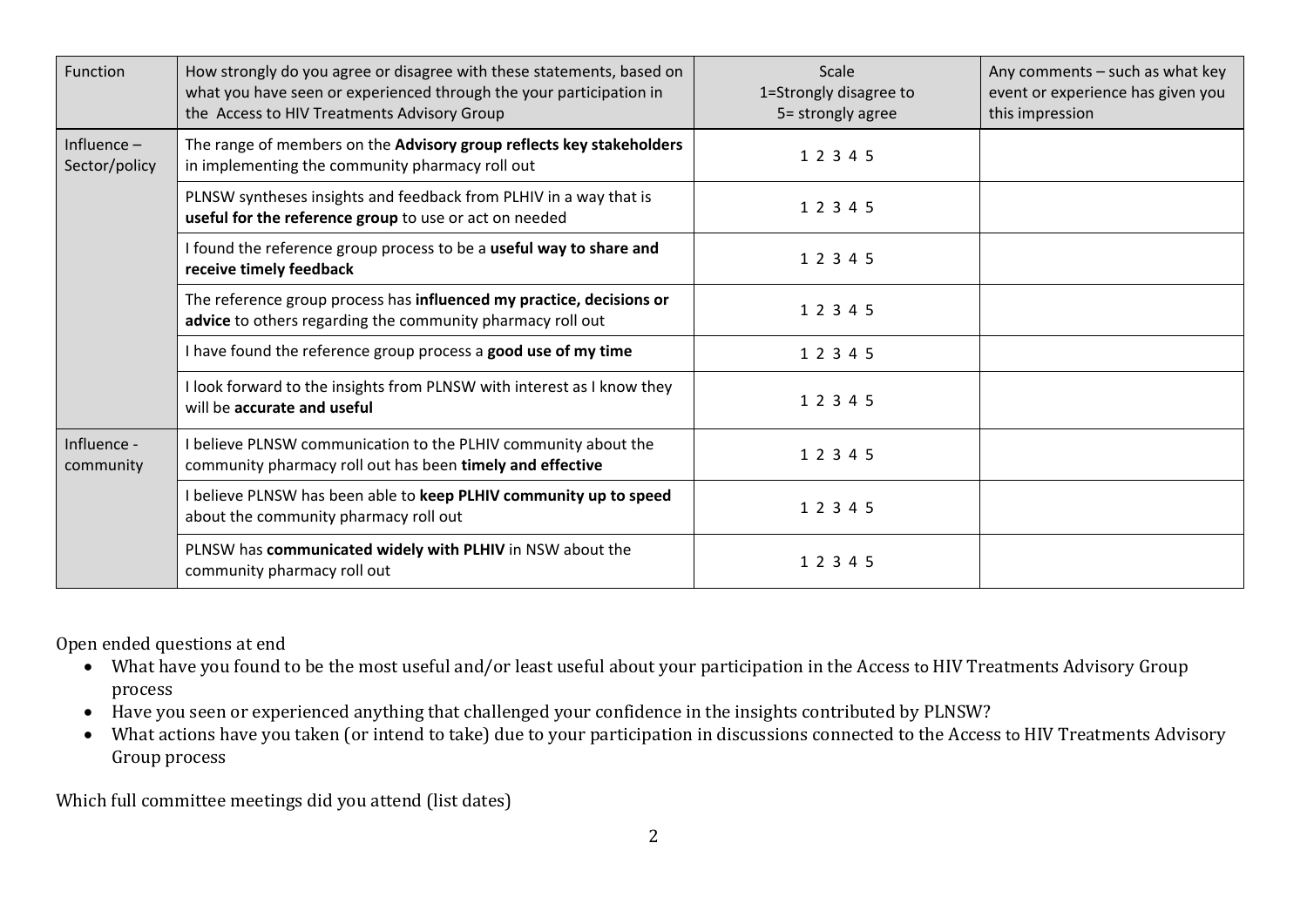| Function | How strongly do you agree or disagree with these statements, based on what you have seen or experienced through the your participation in the Access to HIV Treatments Advisory Group | Scale<br>1=Strongly disagree to<br>5= strongly agree | Any comments – such as what key event or experience has given you this impression |
|---|---|---|---|
| Influence – Sector/policy | The range of members on the **Advisory group reflects key stakeholders** in implementing the community pharmacy roll out | 1 2 3 4 5 | |
| | PLNSW syntheses insights and feedback from PLHIV in a way that is **useful for the reference group** to use or act on needed | 1 2 3 4 5 | |
| | I found the reference group process to be a **useful way to share and receive timely feedback** | 1 2 3 4 5 | |
| | The reference group process has **influenced my practice, decisions or advice** to others regarding the community pharmacy roll out | 1 2 3 4 5 | |
| | I have found the reference group process a **good use of my time** | 1 2 3 4 5 | |
| | I look forward to the insights from PLNSW with interest as I know they will be **accurate and useful** | 1 2 3 4 5 | |
| Influence - community | I believe PLNSW communication to the PLHIV community about the community pharmacy roll out has been **timely and effective** | 1 2 3 4 5 | |
| | I believe PLNSW has been able to **keep PLHIV community up to speed** about the community pharmacy roll out | 1 2 3 4 5 | |
| | PLNSW has **communicated widely with PLHIV** in NSW about the community pharmacy roll out | 1 2 3 4 5 | |

Open ended questions at end

- What have you found to be the most useful and/or least useful about your participation in the Access to HIV Treatments Advisory Group process
- Have you seen or experienced anything that challenged your confidence in the insights contributed by PLNSW?
- What actions have you taken (or intend to take) due to your participation in discussions connected to the Access to HIV Treatments Advisory Group process

Which full committee meetings did you attend (list dates)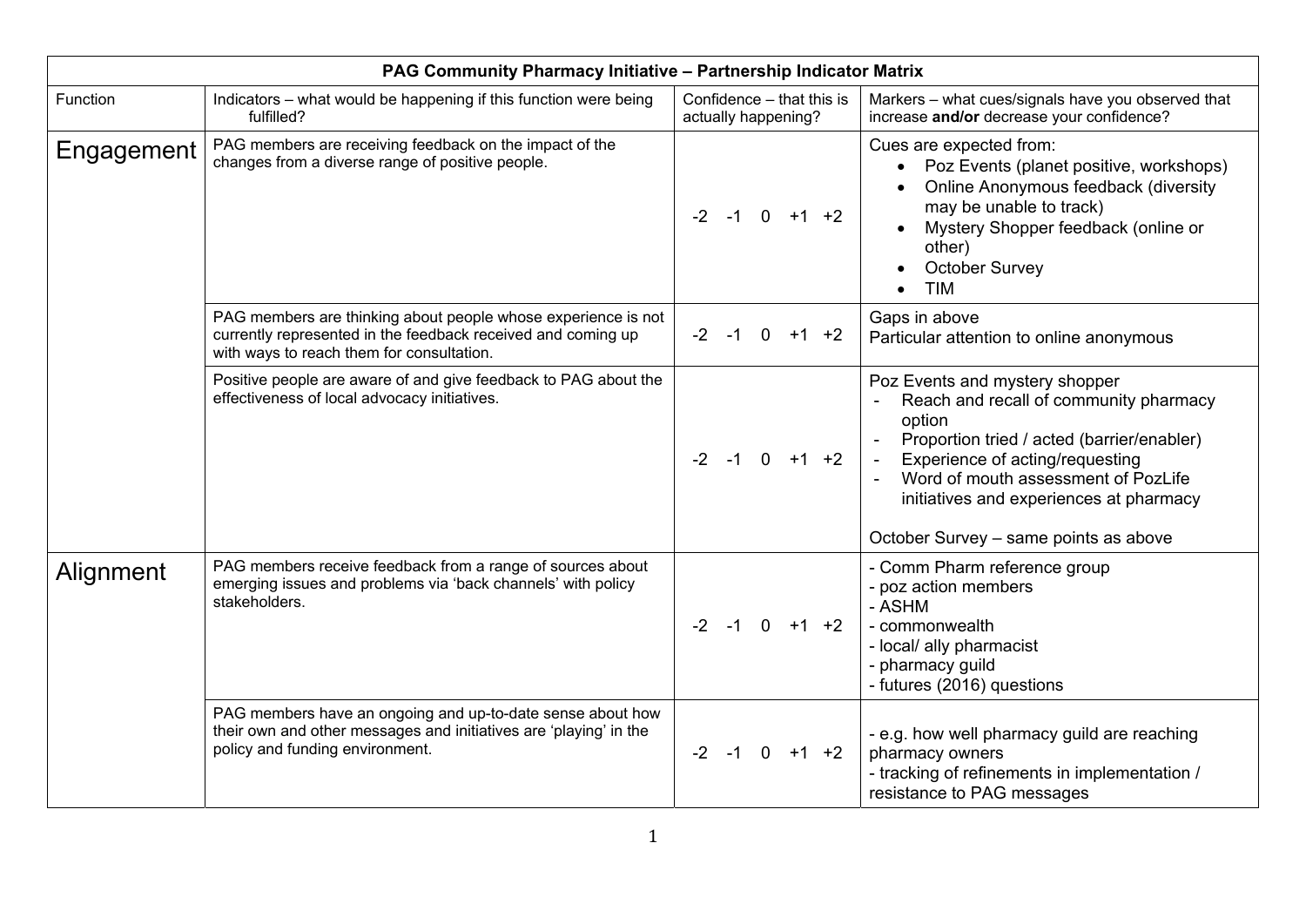| PAG Community Pharmacy Initiative – Partnership Indicator Matrix | | | |
|---|---|---|---|
| Function | Indicators – what would be happening if this function were being fulfilled? | Confidence – that this is actually happening? | Markers – what cues/signals have you observed that increase **and/or** decrease your confidence? |
| Engagement | PAG members are receiving feedback on the impact of the changes from a diverse range of positive people. | -2 -1 0 +1 +2 | Cues are expected from:<br>• Poz Events (planet positive, workshops)<br>• Online Anonymous feedback (diversity may be unable to track)<br>• Mystery Shopper feedback (online or other)<br>• October Survey<br>• TIM |
| | PAG members are thinking about people whose experience is not currently represented in the feedback received and coming up with ways to reach them for consultation. | -2 -1 0 +1 +2 | Gaps in above<br>Particular attention to online anonymous |
| | Positive people are aware of and give feedback to PAG about the effectiveness of local advocacy initiatives. | -2 -1 0 +1 +2 | Poz Events and mystery shopper<br>- Reach and recall of community pharmacy option<br>- Proportion tried / acted (barrier/enabler)<br>- Experience of acting/requesting<br>- Word of mouth assessment of PozLife initiatives and experiences at pharmacy<br><br>October Survey – same points as above |
| Alignment | PAG members receive feedback from a range of sources about emerging issues and problems via 'back channels' with policy stakeholders. | -2 -1 0 +1 +2 | - Comm Pharm reference group<br>- poz action members<br>- ASHM<br>- commonwealth<br>- local/ ally pharmacist<br>- pharmacy guild<br>- futures (2016) questions |
| | PAG members have an ongoing and up-to-date sense about how their own and other messages and initiatives are 'playing' in the policy and funding environment. | -2 -1 0 +1 +2 | - e.g. how well pharmacy guild are reaching pharmacy owners<br>- tracking of refinements in implementation / resistance to PAG messages |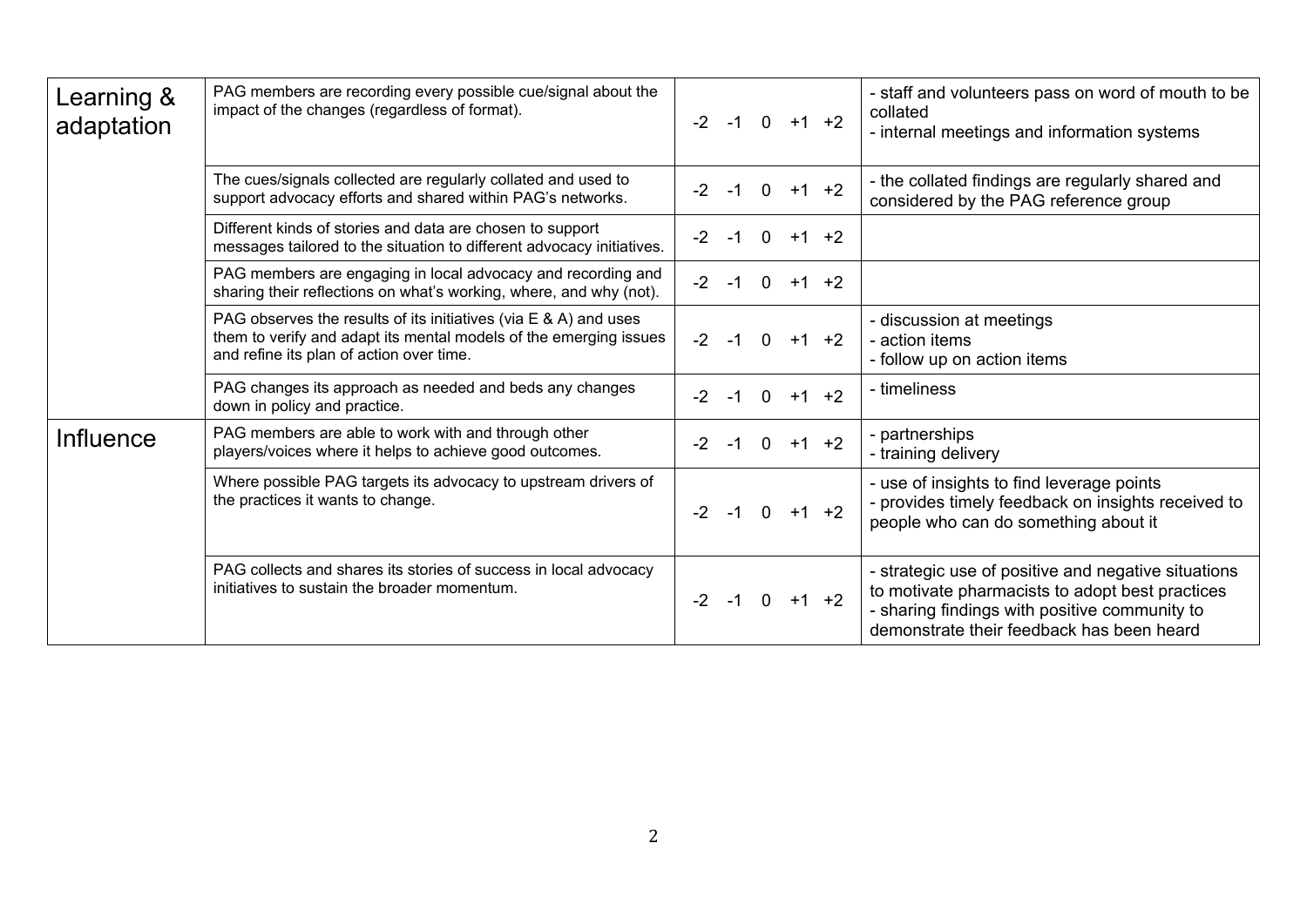| | | | |
|---|---|---|---|
| Learning & adaptation | PAG members are recording every possible cue/signal about the impact of the changes (regardless of format). | -2 -1 0 +1 +2 | - staff and volunteers pass on word of mouth to be collated<br>- internal meetings and information systems |
| | The cues/signals collected are regularly collated and used to support advocacy efforts and shared within PAG's networks. | -2 -1 0 +1 +2 | - the collated findings are regularly shared and considered by the PAG reference group |
| | Different kinds of stories and data are chosen to support messages tailored to the situation to different advocacy initiatives. | -2 -1 0 +1 +2 | |
| | PAG members are engaging in local advocacy and recording and sharing their reflections on what's working, where, and why (not). | -2 -1 0 +1 +2 | |
| | PAG observes the results of its initiatives (via E & A) and uses them to verify and adapt its mental models of the emerging issues and refine its plan of action over time. | -2 -1 0 +1 +2 | - discussion at meetings<br>- action items<br>- follow up on action items |
| | PAG changes its approach as needed and beds any changes down in policy and practice. | -2 -1 0 +1 +2 | - timeliness |
| Influence | PAG members are able to work with and through other players/voices where it helps to achieve good outcomes. | -2 -1 0 +1 +2 | - partnerships<br>- training delivery |
| | Where possible PAG targets its advocacy to upstream drivers of the practices it wants to change. | -2 -1 0 +1 +2 | - use of insights to find leverage points<br>- provides timely feedback on insights received to people who can do something about it |
| | PAG collects and shares its stories of success in local advocacy initiatives to sustain the broader momentum. | -2 -1 0 +1 +2 | - strategic use of positive and negative situations to motivate pharmacists to adopt best practices<br>- sharing findings with positive community to demonstrate their feedback has been heard |